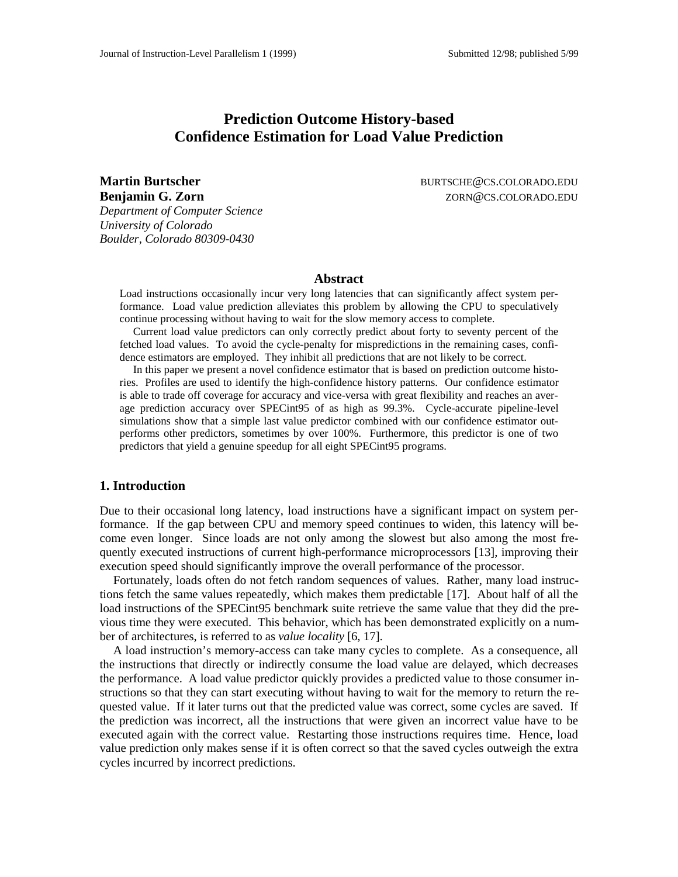# Prediction Outcome History-based Confidence Estimation for Load Value Prediction

**Martin Burtscher** BURTSCHE@CS.COLORADO.EDU
**Benjamin G. Zorn** ZORN@CS.COLORADO.EDU
*Department of Computer Science*
*University of Colorado*
*Boulder, Colorado 80309-0430*

## Abstract

Load instructions occasionally incur very long latencies that can significantly affect system performance. Load value prediction alleviates this problem by allowing the CPU to speculatively continue processing without having to wait for the slow memory access to complete.

Current load value predictors can only correctly predict about forty to seventy percent of the fetched load values. To avoid the cycle-penalty for mispredictions in the remaining cases, confidence estimators are employed. They inhibit all predictions that are not likely to be correct.

In this paper we present a novel confidence estimator that is based on prediction outcome histories. Profiles are used to identify the high-confidence history patterns. Our confidence estimator is able to trade off coverage for accuracy and vice-versa with great flexibility and reaches an average prediction accuracy over SPECint95 of as high as 99.3%. Cycle-accurate pipeline-level simulations show that a simple last value predictor combined with our confidence estimator outperforms other predictors, sometimes by over 100%. Furthermore, this predictor is one of two predictors that yield a genuine speedup for all eight SPECint95 programs.

## 1. Introduction

Due to their occasional long latency, load instructions have a significant impact on system performance. If the gap between CPU and memory speed continues to widen, this latency will become even longer. Since loads are not only among the slowest but also among the most frequently executed instructions of current high-performance microprocessors [13], improving their execution speed should significantly improve the overall performance of the processor.

Fortunately, loads often do not fetch random sequences of values. Rather, many load instructions fetch the same values repeatedly, which makes them predictable [17]. About half of all the load instructions of the SPECint95 benchmark suite retrieve the same value that they did the previous time they were executed. This behavior, which has been demonstrated explicitly on a number of architectures, is referred to as *value locality* [6, 17].

A load instruction's memory-access can take many cycles to complete. As a consequence, all the instructions that directly or indirectly consume the load value are delayed, which decreases the performance. A load value predictor quickly provides a predicted value to those consumer instructions so that they can start executing without having to wait for the memory to return the requested value. If it later turns out that the predicted value was correct, some cycles are saved. If the prediction was incorrect, all the instructions that were given an incorrect value have to be executed again with the correct value. Restarting those instructions requires time. Hence, load value prediction only makes sense if it is often correct so that the saved cycles outweigh the extra cycles incurred by incorrect predictions.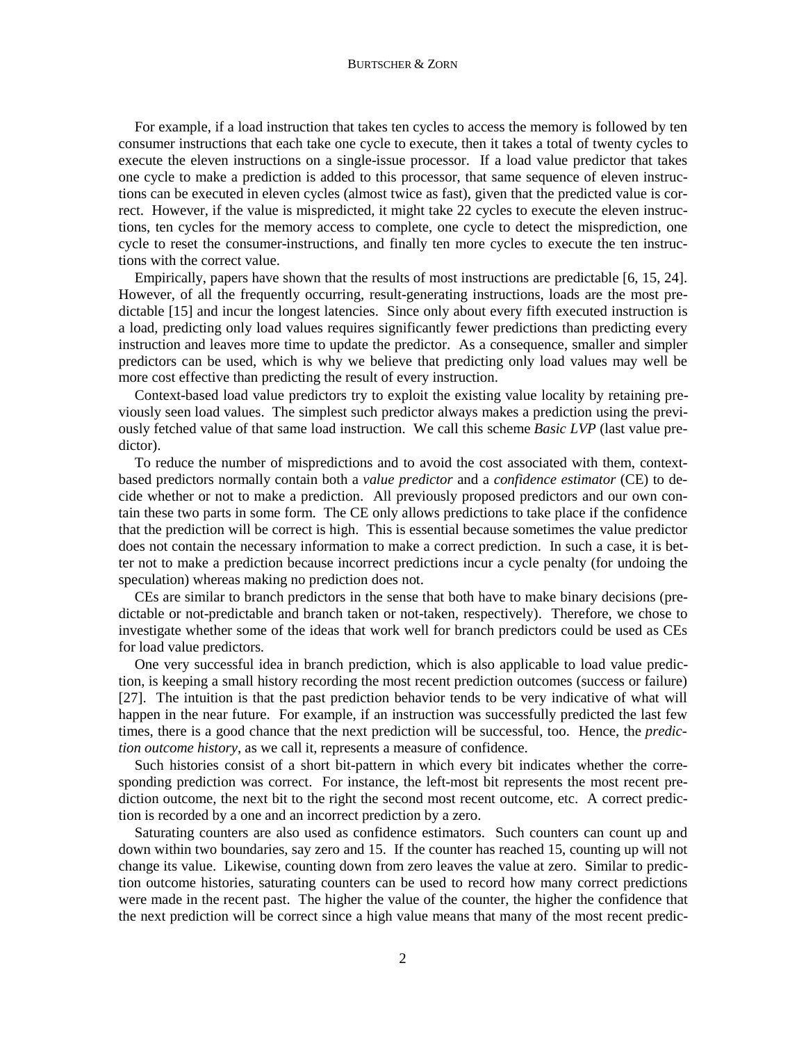For example, if a load instruction that takes ten cycles to access the memory is followed by ten consumer instructions that each take one cycle to execute, then it takes a total of twenty cycles to execute the eleven instructions on a single-issue processor. If a load value predictor that takes one cycle to make a prediction is added to this processor, that same sequence of eleven instructions can be executed in eleven cycles (almost twice as fast), given that the predicted value is correct. However, if the value is mispredicted, it might take 22 cycles to execute the eleven instructions, ten cycles for the memory access to complete, one cycle to detect the misprediction, one cycle to reset the consumer-instructions, and finally ten more cycles to execute the ten instructions with the correct value.

Empirically, papers have shown that the results of most instructions are predictable [6, 15, 24]. However, of all the frequently occurring, result-generating instructions, loads are the most predictable [15] and incur the longest latencies. Since only about every fifth executed instruction is a load, predicting only load values requires significantly fewer predictions than predicting every instruction and leaves more time to update the predictor. As a consequence, smaller and simpler predictors can be used, which is why we believe that predicting only load values may well be more cost effective than predicting the result of every instruction.

Context-based load value predictors try to exploit the existing value locality by retaining previously seen load values. The simplest such predictor always makes a prediction using the previously fetched value of that same load instruction. We call this scheme *Basic LVP* (last value predictor).

To reduce the number of mispredictions and to avoid the cost associated with them, context-based predictors normally contain both a *value predictor* and a *confidence estimator* (CE) to decide whether or not to make a prediction. All previously proposed predictors and our own contain these two parts in some form. The CE only allows predictions to take place if the confidence that the prediction will be correct is high. This is essential because sometimes the value predictor does not contain the necessary information to make a correct prediction. In such a case, it is better not to make a prediction because incorrect predictions incur a cycle penalty (for undoing the speculation) whereas making no prediction does not.

CEs are similar to branch predictors in the sense that both have to make binary decisions (predictable or not-predictable and branch taken or not-taken, respectively). Therefore, we chose to investigate whether some of the ideas that work well for branch predictors could be used as CEs for load value predictors.

One very successful idea in branch prediction, which is also applicable to load value prediction, is keeping a small history recording the most recent prediction outcomes (success or failure) [27]. The intuition is that the past prediction behavior tends to be very indicative of what will happen in the near future. For example, if an instruction was successfully predicted the last few times, there is a good chance that the next prediction will be successful, too. Hence, the *prediction outcome history*, as we call it, represents a measure of confidence.

Such histories consist of a short bit-pattern in which every bit indicates whether the corresponding prediction was correct. For instance, the left-most bit represents the most recent prediction outcome, the next bit to the right the second most recent outcome, etc. A correct prediction is recorded by a one and an incorrect prediction by a zero.

Saturating counters are also used as confidence estimators. Such counters can count up and down within two boundaries, say zero and 15. If the counter has reached 15, counting up will not change its value. Likewise, counting down from zero leaves the value at zero. Similar to prediction outcome histories, saturating counters can be used to record how many correct predictions were made in the recent past. The higher the value of the counter, the higher the confidence that the next prediction will be correct since a high value means that many of the most recent predic-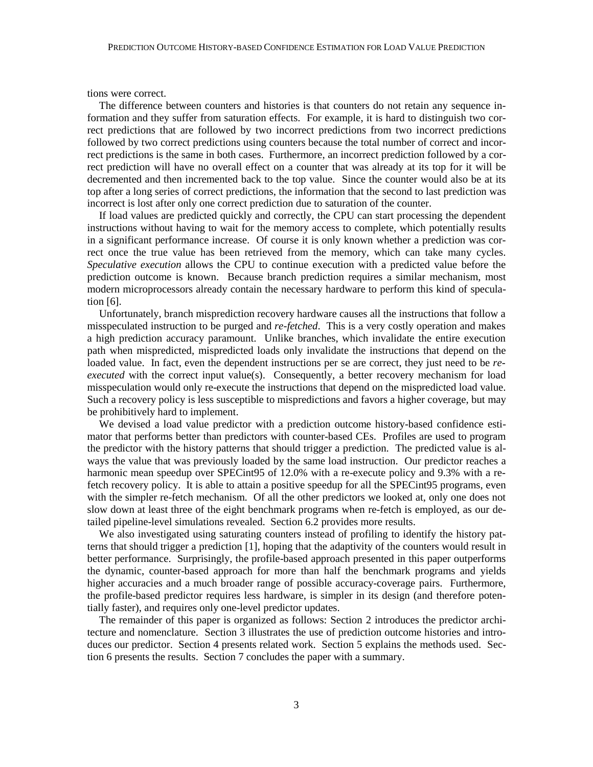tions were correct.

The difference between counters and histories is that counters do not retain any sequence information and they suffer from saturation effects. For example, it is hard to distinguish two correct predictions that are followed by two incorrect predictions from two incorrect predictions followed by two correct predictions using counters because the total number of correct and incorrect predictions is the same in both cases. Furthermore, an incorrect prediction followed by a correct prediction will have no overall effect on a counter that was already at its top for it will be decremented and then incremented back to the top value. Since the counter would also be at its top after a long series of correct predictions, the information that the second to last prediction was incorrect is lost after only one correct prediction due to saturation of the counter.

If load values are predicted quickly and correctly, the CPU can start processing the dependent instructions without having to wait for the memory access to complete, which potentially results in a significant performance increase. Of course it is only known whether a prediction was correct once the true value has been retrieved from the memory, which can take many cycles. *Speculative execution* allows the CPU to continue execution with a predicted value before the prediction outcome is known. Because branch prediction requires a similar mechanism, most modern microprocessors already contain the necessary hardware to perform this kind of speculation [6].

Unfortunately, branch misprediction recovery hardware causes all the instructions that follow a misspeculated instruction to be purged and *re-fetched*. This is a very costly operation and makes a high prediction accuracy paramount. Unlike branches, which invalidate the entire execution path when mispredicted, mispredicted loads only invalidate the instructions that depend on the loaded value. In fact, even the dependent instructions per se are correct, they just need to be *re-executed* with the correct input value(s). Consequently, a better recovery mechanism for load misspeculation would only re-execute the instructions that depend on the mispredicted load value. Such a recovery policy is less susceptible to mispredictions and favors a higher coverage, but may be prohibitively hard to implement.

We devised a load value predictor with a prediction outcome history-based confidence estimator that performs better than predictors with counter-based CEs. Profiles are used to program the predictor with the history patterns that should trigger a prediction. The predicted value is always the value that was previously loaded by the same load instruction. Our predictor reaches a harmonic mean speedup over SPECint95 of 12.0% with a re-execute policy and 9.3% with a re-fetch recovery policy. It is able to attain a positive speedup for all the SPECint95 programs, even with the simpler re-fetch mechanism. Of all the other predictors we looked at, only one does not slow down at least three of the eight benchmark programs when re-fetch is employed, as our detailed pipeline-level simulations revealed. Section 6.2 provides more results.

We also investigated using saturating counters instead of profiling to identify the history patterns that should trigger a prediction [1], hoping that the adaptivity of the counters would result in better performance. Surprisingly, the profile-based approach presented in this paper outperforms the dynamic, counter-based approach for more than half the benchmark programs and yields higher accuracies and a much broader range of possible accuracy-coverage pairs. Furthermore, the profile-based predictor requires less hardware, is simpler in its design (and therefore potentially faster), and requires only one-level predictor updates.

The remainder of this paper is organized as follows: Section 2 introduces the predictor architecture and nomenclature. Section 3 illustrates the use of prediction outcome histories and introduces our predictor. Section 4 presents related work. Section 5 explains the methods used. Section 6 presents the results. Section 7 concludes the paper with a summary.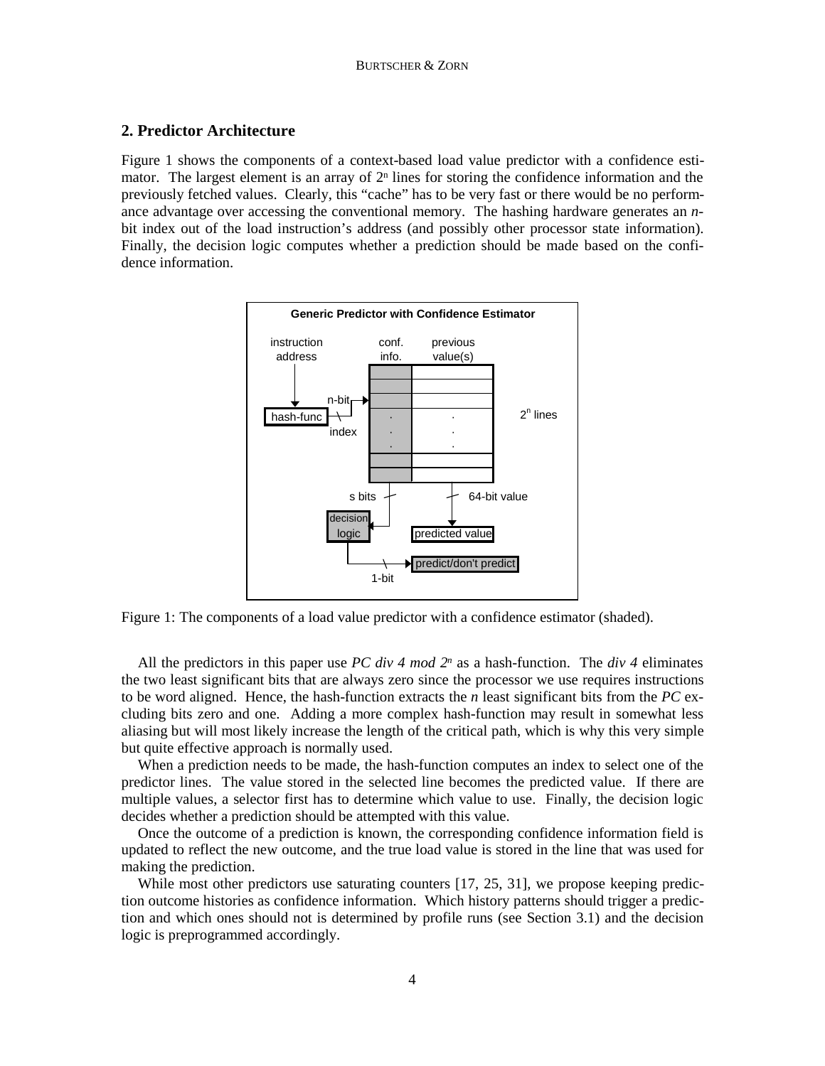## 2. Predictor Architecture

Figure 1 shows the components of a context-based load value predictor with a confidence estimator. The largest element is an array of $2^n$ lines for storing the confidence information and the previously fetched values. Clearly, this "cache" has to be very fast or there would be no performance advantage over accessing the conventional memory. The hashing hardware generates an *n*-bit index out of the load instruction's address (and possibly other processor state information). Finally, the decision logic computes whether a prediction should be made based on the confidence information.

Figure 1: The components of a load value predictor with a confidence estimator (shaded).

All the predictors in this paper use *PC div 4 mod* $2^n$ as a hash-function. The *div 4* eliminates the two least significant bits that are always zero since the processor we use requires instructions to be word aligned. Hence, the hash-function extracts the *n* least significant bits from the *PC* excluding bits zero and one. Adding a more complex hash-function may result in somewhat less aliasing but will most likely increase the length of the critical path, which is why this very simple but quite effective approach is normally used.

When a prediction needs to be made, the hash-function computes an index to select one of the predictor lines. The value stored in the selected line becomes the predicted value. If there are multiple values, a selector first has to determine which value to use. Finally, the decision logic decides whether a prediction should be attempted with this value.

Once the outcome of a prediction is known, the corresponding confidence information field is updated to reflect the new outcome, and the true load value is stored in the line that was used for making the prediction.

While most other predictors use saturating counters [17, 25, 31], we propose keeping prediction outcome histories as confidence information. Which history patterns should trigger a prediction and which ones should not is determined by profile runs (see Section 3.1) and the decision logic is preprogrammed accordingly.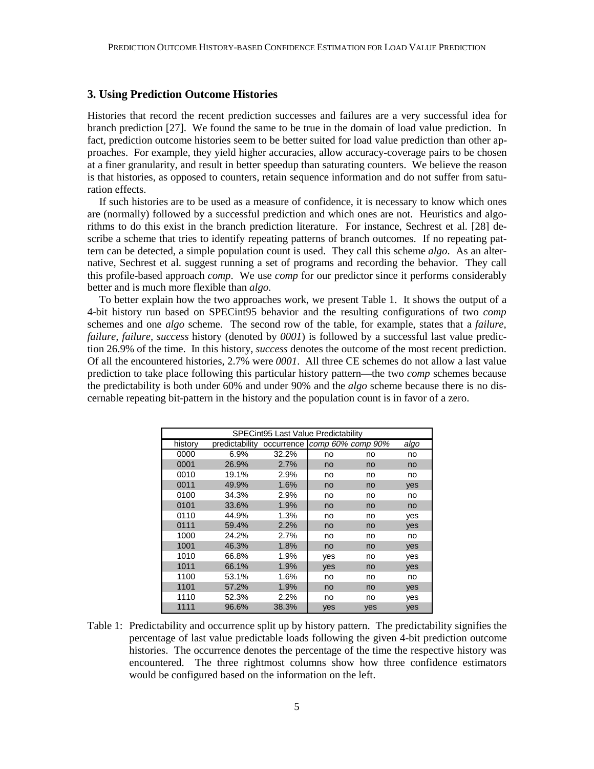## 3. Using Prediction Outcome Histories

Histories that record the recent prediction successes and failures are a very successful idea for branch prediction [27]. We found the same to be true in the domain of load value prediction. In fact, prediction outcome histories seem to be better suited for load value prediction than other approaches. For example, they yield higher accuracies, allow accuracy-coverage pairs to be chosen at a finer granularity, and result in better speedup than saturating counters. We believe the reason is that histories, as opposed to counters, retain sequence information and do not suffer from saturation effects.

If such histories are to be used as a measure of confidence, it is necessary to know which ones are (normally) followed by a successful prediction and which ones are not. Heuristics and algorithms to do this exist in the branch prediction literature. For instance, Sechrest et al. [28] describe a scheme that tries to identify repeating patterns of branch outcomes. If no repeating pattern can be detected, a simple population count is used. They call this scheme *algo*. As an alternative, Sechrest et al. suggest running a set of programs and recording the behavior. They call this profile-based approach *comp*. We use *comp* for our predictor since it performs considerably better and is much more flexible than *algo*.

To better explain how the two approaches work, we present Table 1. It shows the output of a 4-bit history run based on SPECint95 behavior and the resulting configurations of two *comp* schemes and one *algo* scheme. The second row of the table, for example, states that a *failure, failure, failure, success* history (denoted by *0001*) is followed by a successful last value prediction 26.9% of the time. In this history, *success* denotes the outcome of the most recent prediction. Of all the encountered histories, 2.7% were *0001*. All three CE schemes do not allow a last value prediction to take place following this particular history pattern—the two *comp* schemes because the predictability is both under 60% and under 90% and the *algo* scheme because there is no discernable repeating bit-pattern in the history and the population count is in favor of a zero.

| SPECint95 Last Value Predictability | | | | | |
|---|---|---|---|---|---|
| history | predictability | occurrence | *comp 60%* | *comp 90%* | *algo* |
| 0000 | 6.9% | 32.2% | no | no | no |
| 0001 | 26.9% | 2.7% | no | no | no |
| 0010 | 19.1% | 2.9% | no | no | no |
| 0011 | 49.9% | 1.6% | no | no | yes |
| 0100 | 34.3% | 2.9% | no | no | no |
| 0101 | 33.6% | 1.9% | no | no | no |
| 0110 | 44.9% | 1.3% | no | no | yes |
| 0111 | 59.4% | 2.2% | no | no | yes |
| 1000 | 24.2% | 2.7% | no | no | no |
| 1001 | 46.3% | 1.8% | no | no | yes |
| 1010 | 66.8% | 1.9% | yes | no | yes |
| 1011 | 66.1% | 1.9% | yes | no | yes |
| 1100 | 53.1% | 1.6% | no | no | no |
| 1101 | 57.2% | 1.9% | no | no | yes |
| 1110 | 52.3% | 2.2% | no | no | yes |
| 1111 | 96.6% | 38.3% | yes | yes | yes |

Table 1: Predictability and occurrence split up by history pattern. The predictability signifies the percentage of last value predictable loads following the given 4-bit prediction outcome histories. The occurrence denotes the percentage of the time the respective history was encountered. The three rightmost columns show how three confidence estimators would be configured based on the information on the left.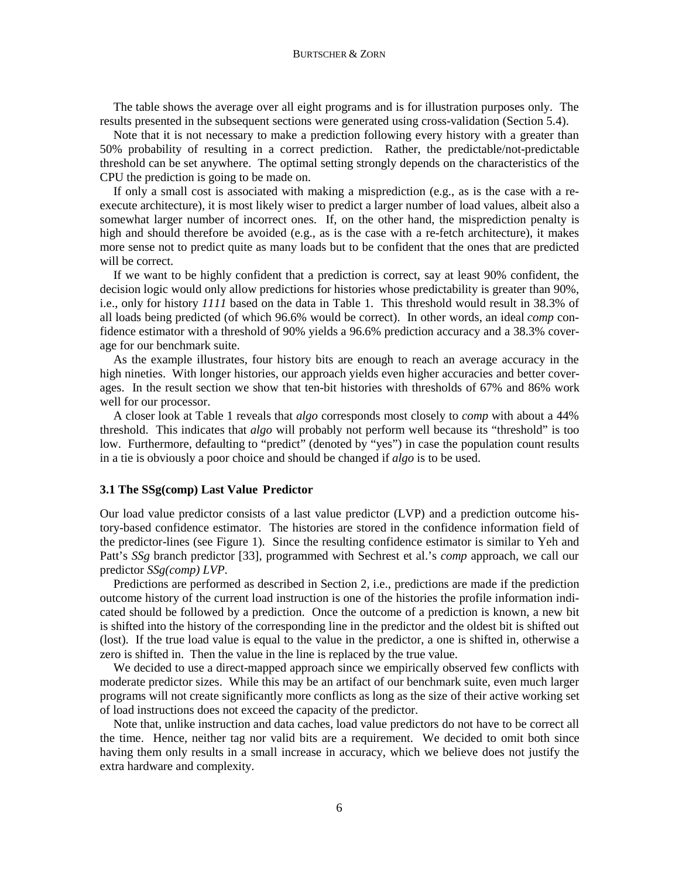The table shows the average over all eight programs and is for illustration purposes only. The results presented in the subsequent sections were generated using cross-validation (Section 5.4).

Note that it is not necessary to make a prediction following every history with a greater than 50% probability of resulting in a correct prediction. Rather, the predictable/not-predictable threshold can be set anywhere. The optimal setting strongly depends on the characteristics of the CPU the prediction is going to be made on.

If only a small cost is associated with making a misprediction (e.g., as is the case with a re-execute architecture), it is most likely wiser to predict a larger number of load values, albeit also a somewhat larger number of incorrect ones. If, on the other hand, the misprediction penalty is high and should therefore be avoided (e.g., as is the case with a re-fetch architecture), it makes more sense not to predict quite as many loads but to be confident that the ones that are predicted will be correct.

If we want to be highly confident that a prediction is correct, say at least 90% confident, the decision logic would only allow predictions for histories whose predictability is greater than 90%, i.e., only for history *1111* based on the data in Table 1. This threshold would result in 38.3% of all loads being predicted (of which 96.6% would be correct). In other words, an ideal *comp* confidence estimator with a threshold of 90% yields a 96.6% prediction accuracy and a 38.3% coverage for our benchmark suite.

As the example illustrates, four history bits are enough to reach an average accuracy in the high nineties. With longer histories, our approach yields even higher accuracies and better coverages. In the result section we show that ten-bit histories with thresholds of 67% and 86% work well for our processor.

A closer look at Table 1 reveals that *algo* corresponds most closely to *comp* with about a 44% threshold. This indicates that *algo* will probably not perform well because its "threshold" is too low. Furthermore, defaulting to "predict" (denoted by "yes") in case the population count results in a tie is obviously a poor choice and should be changed if *algo* is to be used.

### 3.1 The SSg(comp) Last Value Predictor

Our load value predictor consists of a last value predictor (LVP) and a prediction outcome history-based confidence estimator. The histories are stored in the confidence information field of the predictor-lines (see Figure 1). Since the resulting confidence estimator is similar to Yeh and Patt's *SSg* branch predictor [33], programmed with Sechrest et al.'s *comp* approach, we call our predictor *SSg(comp) LVP*.

Predictions are performed as described in Section 2, i.e., predictions are made if the prediction outcome history of the current load instruction is one of the histories the profile information indicated should be followed by a prediction. Once the outcome of a prediction is known, a new bit is shifted into the history of the corresponding line in the predictor and the oldest bit is shifted out (lost). If the true load value is equal to the value in the predictor, a one is shifted in, otherwise a zero is shifted in. Then the value in the line is replaced by the true value.

We decided to use a direct-mapped approach since we empirically observed few conflicts with moderate predictor sizes. While this may be an artifact of our benchmark suite, even much larger programs will not create significantly more conflicts as long as the size of their active working set of load instructions does not exceed the capacity of the predictor.

Note that, unlike instruction and data caches, load value predictors do not have to be correct all the time. Hence, neither tag nor valid bits are a requirement. We decided to omit both since having them only results in a small increase in accuracy, which we believe does not justify the extra hardware and complexity.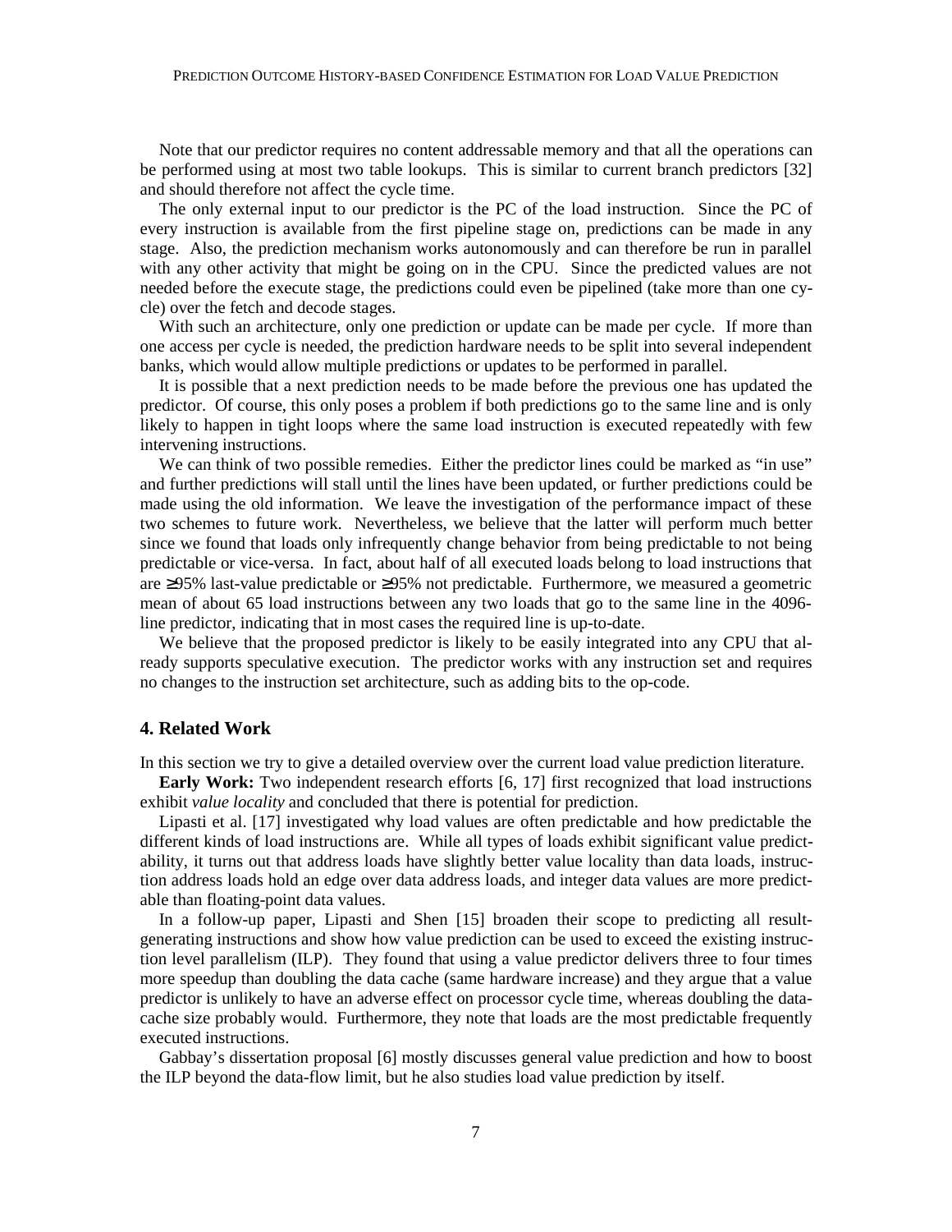Note that our predictor requires no content addressable memory and that all the operations can be performed using at most two table lookups. This is similar to current branch predictors [32] and should therefore not affect the cycle time.

The only external input to our predictor is the PC of the load instruction. Since the PC of every instruction is available from the first pipeline stage on, predictions can be made in any stage. Also, the prediction mechanism works autonomously and can therefore be run in parallel with any other activity that might be going on in the CPU. Since the predicted values are not needed before the execute stage, the predictions could even be pipelined (take more than one cycle) over the fetch and decode stages.

With such an architecture, only one prediction or update can be made per cycle. If more than one access per cycle is needed, the prediction hardware needs to be split into several independent banks, which would allow multiple predictions or updates to be performed in parallel.

It is possible that a next prediction needs to be made before the previous one has updated the predictor. Of course, this only poses a problem if both predictions go to the same line and is only likely to happen in tight loops where the same load instruction is executed repeatedly with few intervening instructions.

We can think of two possible remedies. Either the predictor lines could be marked as "in use" and further predictions will stall until the lines have been updated, or further predictions could be made using the old information. We leave the investigation of the performance impact of these two schemes to future work. Nevertheless, we believe that the latter will perform much better since we found that loads only infrequently change behavior from being predictable to not being predictable or vice-versa. In fact, about half of all executed loads belong to load instructions that are ≥95% last-value predictable or ≥95% not predictable. Furthermore, we measured a geometric mean of about 65 load instructions between any two loads that go to the same line in the 4096-line predictor, indicating that in most cases the required line is up-to-date.

We believe that the proposed predictor is likely to be easily integrated into any CPU that already supports speculative execution. The predictor works with any instruction set and requires no changes to the instruction set architecture, such as adding bits to the op-code.

## 4. Related Work

In this section we try to give a detailed overview over the current load value prediction literature.

**Early Work:** Two independent research efforts [6, 17] first recognized that load instructions exhibit *value locality* and concluded that there is potential for prediction.

Lipasti et al. [17] investigated why load values are often predictable and how predictable the different kinds of load instructions are. While all types of loads exhibit significant value predictability, it turns out that address loads have slightly better value locality than data loads, instruction address loads hold an edge over data address loads, and integer data values are more predictable than floating-point data values.

In a follow-up paper, Lipasti and Shen [15] broaden their scope to predicting all result-generating instructions and show how value prediction can be used to exceed the existing instruction level parallelism (ILP). They found that using a value predictor delivers three to four times more speedup than doubling the data cache (same hardware increase) and they argue that a value predictor is unlikely to have an adverse effect on processor cycle time, whereas doubling the data-cache size probably would. Furthermore, they note that loads are the most predictable frequently executed instructions.

Gabbay's dissertation proposal [6] mostly discusses general value prediction and how to boost the ILP beyond the data-flow limit, but he also studies load value prediction by itself.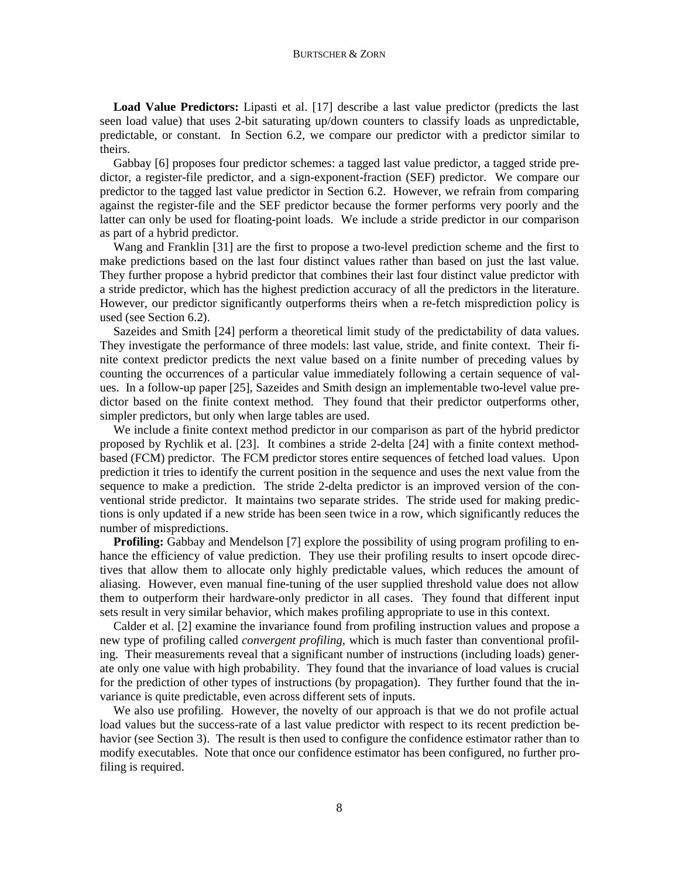**Load Value Predictors:** Lipasti et al. [17] describe a last value predictor (predicts the last seen load value) that uses 2-bit saturating up/down counters to classify loads as unpredictable, predictable, or constant. In Section 6.2, we compare our predictor with a predictor similar to theirs.

Gabbay [6] proposes four predictor schemes: a tagged last value predictor, a tagged stride predictor, a register-file predictor, and a sign-exponent-fraction (SEF) predictor. We compare our predictor to the tagged last value predictor in Section 6.2. However, we refrain from comparing against the register-file and the SEF predictor because the former performs very poorly and the latter can only be used for floating-point loads. We include a stride predictor in our comparison as part of a hybrid predictor.

Wang and Franklin [31] are the first to propose a two-level prediction scheme and the first to make predictions based on the last four distinct values rather than based on just the last value. They further propose a hybrid predictor that combines their last four distinct value predictor with a stride predictor, which has the highest prediction accuracy of all the predictors in the literature. However, our predictor significantly outperforms theirs when a re-fetch misprediction policy is used (see Section 6.2).

Sazeides and Smith [24] perform a theoretical limit study of the predictability of data values. They investigate the performance of three models: last value, stride, and finite context. Their finite context predictor predicts the next value based on a finite number of preceding values by counting the occurrences of a particular value immediately following a certain sequence of values. In a follow-up paper [25], Sazeides and Smith design an implementable two-level value predictor based on the finite context method. They found that their predictor outperforms other, simpler predictors, but only when large tables are used.

We include a finite context method predictor in our comparison as part of the hybrid predictor proposed by Rychlik et al. [23]. It combines a stride 2-delta [24] with a finite context method-based (FCM) predictor. The FCM predictor stores entire sequences of fetched load values. Upon prediction it tries to identify the current position in the sequence and uses the next value from the sequence to make a prediction. The stride 2-delta predictor is an improved version of the conventional stride predictor. It maintains two separate strides. The stride used for making predictions is only updated if a new stride has been seen twice in a row, which significantly reduces the number of mispredictions.

**Profiling:** Gabbay and Mendelson [7] explore the possibility of using program profiling to enhance the efficiency of value prediction. They use their profiling results to insert opcode directives that allow them to allocate only highly predictable values, which reduces the amount of aliasing. However, even manual fine-tuning of the user supplied threshold value does not allow them to outperform their hardware-only predictor in all cases. They found that different input sets result in very similar behavior, which makes profiling appropriate to use in this context.

Calder et al. [2] examine the invariance found from profiling instruction values and propose a new type of profiling called *convergent profiling*, which is much faster than conventional profiling. Their measurements reveal that a significant number of instructions (including loads) generate only one value with high probability. They found that the invariance of load values is crucial for the prediction of other types of instructions (by propagation). They further found that the invariance is quite predictable, even across different sets of inputs.

We also use profiling. However, the novelty of our approach is that we do not profile actual load values but the success-rate of a last value predictor with respect to its recent prediction behavior (see Section 3). The result is then used to configure the confidence estimator rather than to modify executables. Note that once our confidence estimator has been configured, no further profiling is required.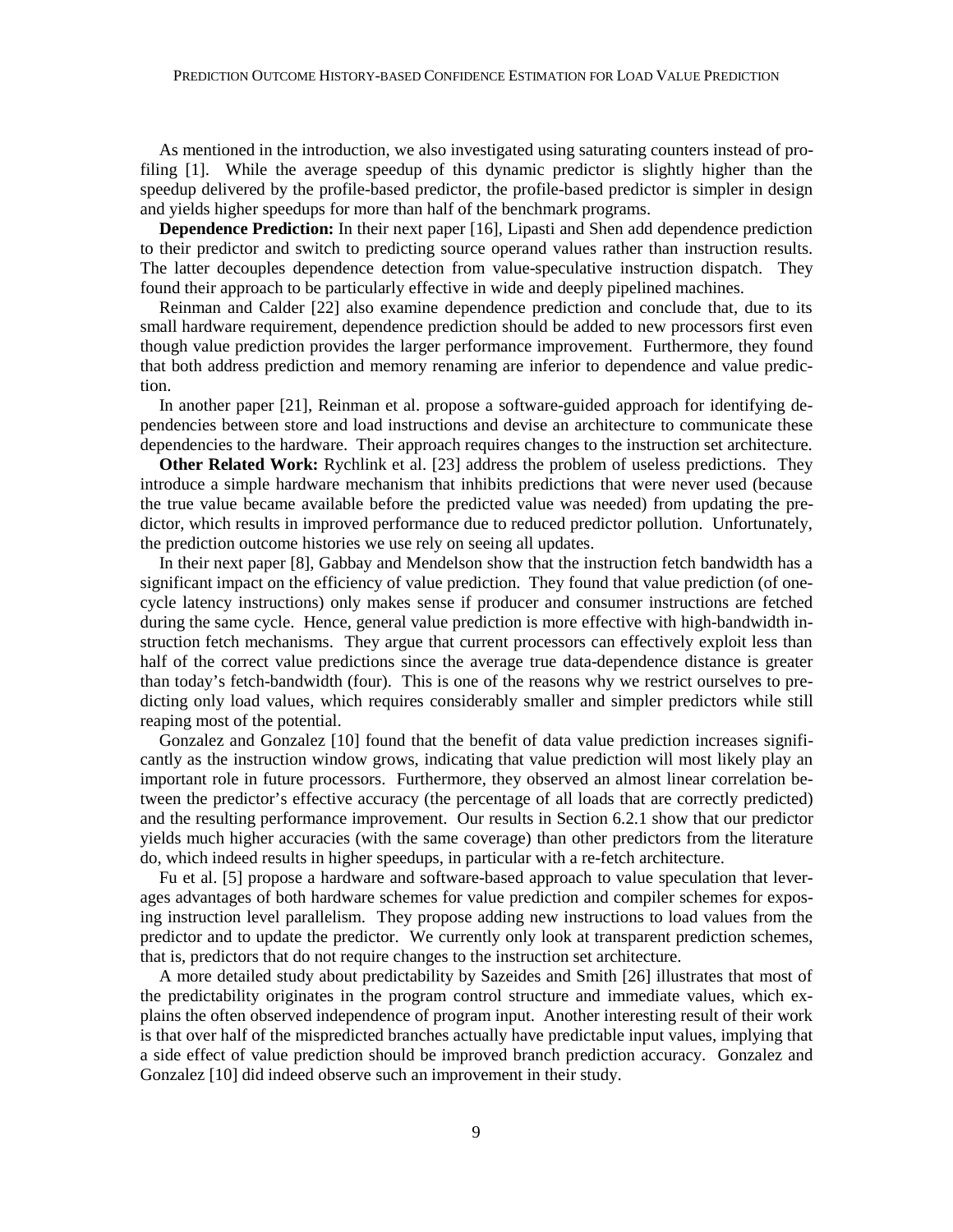As mentioned in the introduction, we also investigated using saturating counters instead of profiling [1]. While the average speedup of this dynamic predictor is slightly higher than the speedup delivered by the profile-based predictor, the profile-based predictor is simpler in design and yields higher speedups for more than half of the benchmark programs.

**Dependence Prediction:** In their next paper [16], Lipasti and Shen add dependence prediction to their predictor and switch to predicting source operand values rather than instruction results. The latter decouples dependence detection from value-speculative instruction dispatch. They found their approach to be particularly effective in wide and deeply pipelined machines.

Reinman and Calder [22] also examine dependence prediction and conclude that, due to its small hardware requirement, dependence prediction should be added to new processors first even though value prediction provides the larger performance improvement. Furthermore, they found that both address prediction and memory renaming are inferior to dependence and value prediction.

In another paper [21], Reinman et al. propose a software-guided approach for identifying dependencies between store and load instructions and devise an architecture to communicate these dependencies to the hardware. Their approach requires changes to the instruction set architecture.

**Other Related Work:** Rychlink et al. [23] address the problem of useless predictions. They introduce a simple hardware mechanism that inhibits predictions that were never used (because the true value became available before the predicted value was needed) from updating the predictor, which results in improved performance due to reduced predictor pollution. Unfortunately, the prediction outcome histories we use rely on seeing all updates.

In their next paper [8], Gabbay and Mendelson show that the instruction fetch bandwidth has a significant impact on the efficiency of value prediction. They found that value prediction (of one-cycle latency instructions) only makes sense if producer and consumer instructions are fetched during the same cycle. Hence, general value prediction is more effective with high-bandwidth instruction fetch mechanisms. They argue that current processors can effectively exploit less than half of the correct value predictions since the average true data-dependence distance is greater than today's fetch-bandwidth (four). This is one of the reasons why we restrict ourselves to predicting only load values, which requires considerably smaller and simpler predictors while still reaping most of the potential.

Gonzalez and Gonzalez [10] found that the benefit of data value prediction increases significantly as the instruction window grows, indicating that value prediction will most likely play an important role in future processors. Furthermore, they observed an almost linear correlation between the predictor's effective accuracy (the percentage of all loads that are correctly predicted) and the resulting performance improvement. Our results in Section 6.2.1 show that our predictor yields much higher accuracies (with the same coverage) than other predictors from the literature do, which indeed results in higher speedups, in particular with a re-fetch architecture.

Fu et al. [5] propose a hardware and software-based approach to value speculation that leverages advantages of both hardware schemes for value prediction and compiler schemes for exposing instruction level parallelism. They propose adding new instructions to load values from the predictor and to update the predictor. We currently only look at transparent prediction schemes, that is, predictors that do not require changes to the instruction set architecture.

A more detailed study about predictability by Sazeides and Smith [26] illustrates that most of the predictability originates in the program control structure and immediate values, which explains the often observed independence of program input. Another interesting result of their work is that over half of the mispredicted branches actually have predictable input values, implying that a side effect of value prediction should be improved branch prediction accuracy. Gonzalez and Gonzalez [10] did indeed observe such an improvement in their study.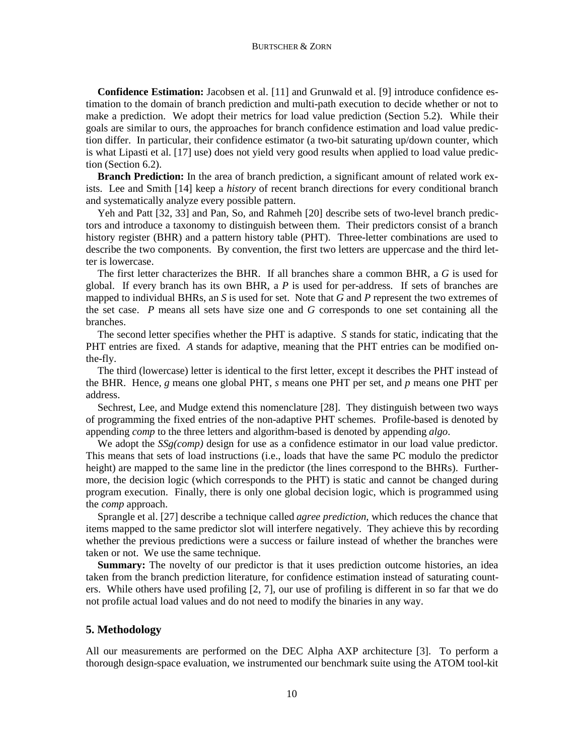**Confidence Estimation:** Jacobsen et al. [11] and Grunwald et al. [9] introduce confidence estimation to the domain of branch prediction and multi-path execution to decide whether or not to make a prediction. We adopt their metrics for load value prediction (Section 5.2). While their goals are similar to ours, the approaches for branch confidence estimation and load value prediction differ. In particular, their confidence estimator (a two-bit saturating up/down counter, which is what Lipasti et al. [17] use) does not yield very good results when applied to load value prediction (Section 6.2).

**Branch Prediction:** In the area of branch prediction, a significant amount of related work exists. Lee and Smith [14] keep a *history* of recent branch directions for every conditional branch and systematically analyze every possible pattern.

Yeh and Patt [32, 33] and Pan, So, and Rahmeh [20] describe sets of two-level branch predictors and introduce a taxonomy to distinguish between them. Their predictors consist of a branch history register (BHR) and a pattern history table (PHT). Three-letter combinations are used to describe the two components. By convention, the first two letters are uppercase and the third letter is lowercase.

The first letter characterizes the BHR. If all branches share a common BHR, a *G* is used for global. If every branch has its own BHR, a *P* is used for per-address. If sets of branches are mapped to individual BHRs, an *S* is used for set. Note that *G* and *P* represent the two extremes of the set case. *P* means all sets have size one and *G* corresponds to one set containing all the branches.

The second letter specifies whether the PHT is adaptive. *S* stands for static, indicating that the PHT entries are fixed. *A* stands for adaptive, meaning that the PHT entries can be modified on-the-fly.

The third (lowercase) letter is identical to the first letter, except it describes the PHT instead of the BHR. Hence, *g* means one global PHT, *s* means one PHT per set, and *p* means one PHT per address.

Sechrest, Lee, and Mudge extend this nomenclature [28]. They distinguish between two ways of programming the fixed entries of the non-adaptive PHT schemes. Profile-based is denoted by appending *comp* to the three letters and algorithm-based is denoted by appending *algo*.

We adopt the *SSg(comp)* design for use as a confidence estimator in our load value predictor. This means that sets of load instructions (i.e., loads that have the same PC modulo the predictor height) are mapped to the same line in the predictor (the lines correspond to the BHRs). Furthermore, the decision logic (which corresponds to the PHT) is static and cannot be changed during program execution. Finally, there is only one global decision logic, which is programmed using the *comp* approach.

Sprangle et al. [27] describe a technique called *agree prediction*, which reduces the chance that items mapped to the same predictor slot will interfere negatively. They achieve this by recording whether the previous predictions were a success or failure instead of whether the branches were taken or not. We use the same technique.

**Summary:** The novelty of our predictor is that it uses prediction outcome histories, an idea taken from the branch prediction literature, for confidence estimation instead of saturating counters. While others have used profiling [2, 7], our use of profiling is different in so far that we do not profile actual load values and do not need to modify the binaries in any way.

## 5. Methodology

All our measurements are performed on the DEC Alpha AXP architecture [3]. To perform a thorough design-space evaluation, we instrumented our benchmark suite using the ATOM tool-kit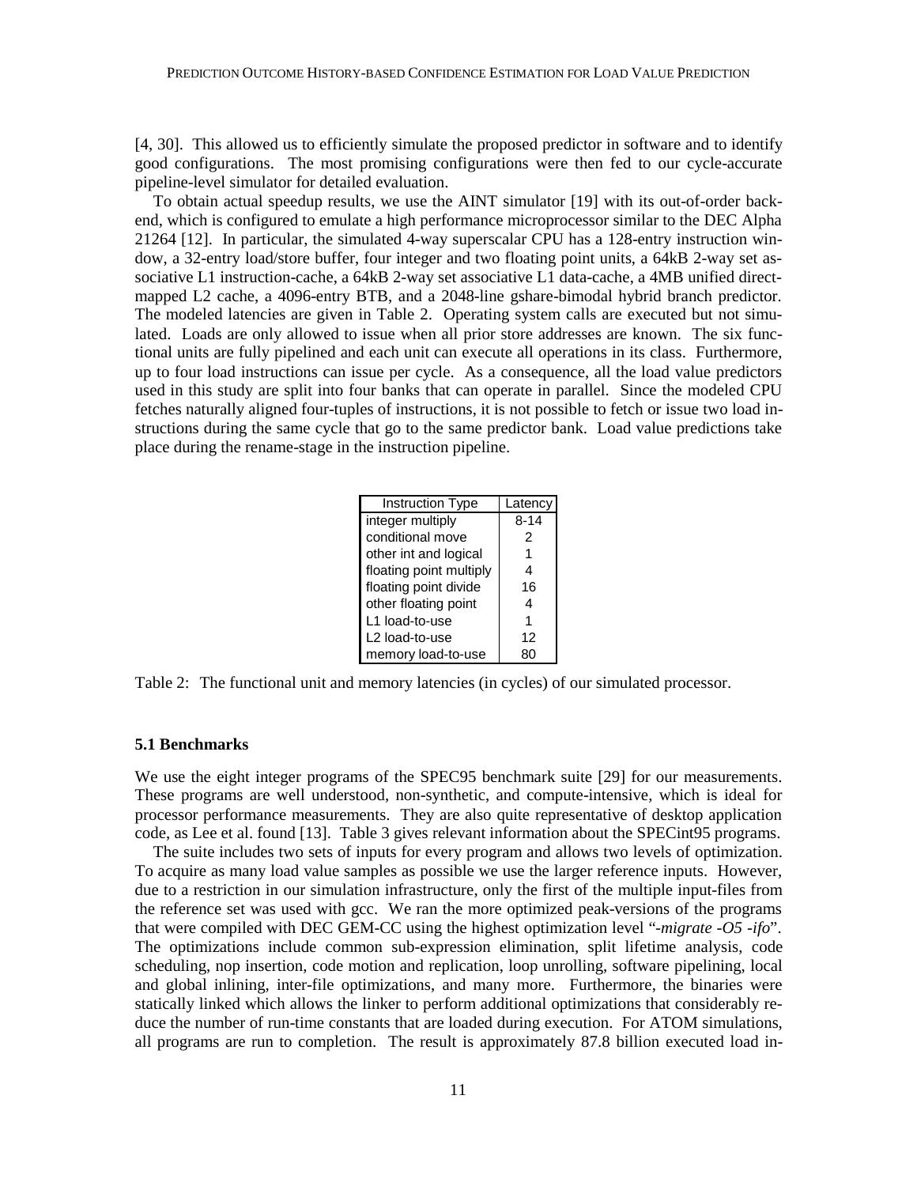[4, 30]. This allowed us to efficiently simulate the proposed predictor in software and to identify good configurations. The most promising configurations were then fed to our cycle-accurate pipeline-level simulator for detailed evaluation.

To obtain actual speedup results, we use the AINT simulator [19] with its out-of-order backend, which is configured to emulate a high performance microprocessor similar to the DEC Alpha 21264 [12]. In particular, the simulated 4-way superscalar CPU has a 128-entry instruction window, a 32-entry load/store buffer, four integer and two floating point units, a 64kB 2-way set associative L1 instruction-cache, a 64kB 2-way set associative L1 data-cache, a 4MB unified direct-mapped L2 cache, a 4096-entry BTB, and a 2048-line gshare-bimodal hybrid branch predictor. The modeled latencies are given in Table 2. Operating system calls are executed but not simulated. Loads are only allowed to issue when all prior store addresses are known. The six functional units are fully pipelined and each unit can execute all operations in its class. Furthermore, up to four load instructions can issue per cycle. As a consequence, all the load value predictors used in this study are split into four banks that can operate in parallel. Since the modeled CPU fetches naturally aligned four-tuples of instructions, it is not possible to fetch or issue two load instructions during the same cycle that go to the same predictor bank. Load value predictions take place during the rename-stage in the instruction pipeline.

| Instruction Type | Latency |
|---|---|
| integer multiply | 8-14 |
| conditional move | 2 |
| other int and logical | 1 |
| floating point multiply | 4 |
| floating point divide | 16 |
| other floating point | 4 |
| L1 load-to-use | 1 |
| L2 load-to-use | 12 |
| memory load-to-use | 80 |

Table 2: The functional unit and memory latencies (in cycles) of our simulated processor.

### 5.1 Benchmarks

We use the eight integer programs of the SPEC95 benchmark suite [29] for our measurements. These programs are well understood, non-synthetic, and compute-intensive, which is ideal for processor performance measurements. They are also quite representative of desktop application code, as Lee et al. found [13]. Table 3 gives relevant information about the SPECint95 programs.

The suite includes two sets of inputs for every program and allows two levels of optimization. To acquire as many load value samples as possible we use the larger reference inputs. However, due to a restriction in our simulation infrastructure, only the first of the multiple input-files from the reference set was used with gcc. We ran the more optimized peak-versions of the programs that were compiled with DEC GEM-CC using the highest optimization level "*-migrate -O5 -ifo*". The optimizations include common sub-expression elimination, split lifetime analysis, code scheduling, nop insertion, code motion and replication, loop unrolling, software pipelining, local and global inlining, inter-file optimizations, and many more. Furthermore, the binaries were statically linked which allows the linker to perform additional optimizations that considerably reduce the number of run-time constants that are loaded during execution. For ATOM simulations, all programs are run to completion. The result is approximately 87.8 billion executed load in-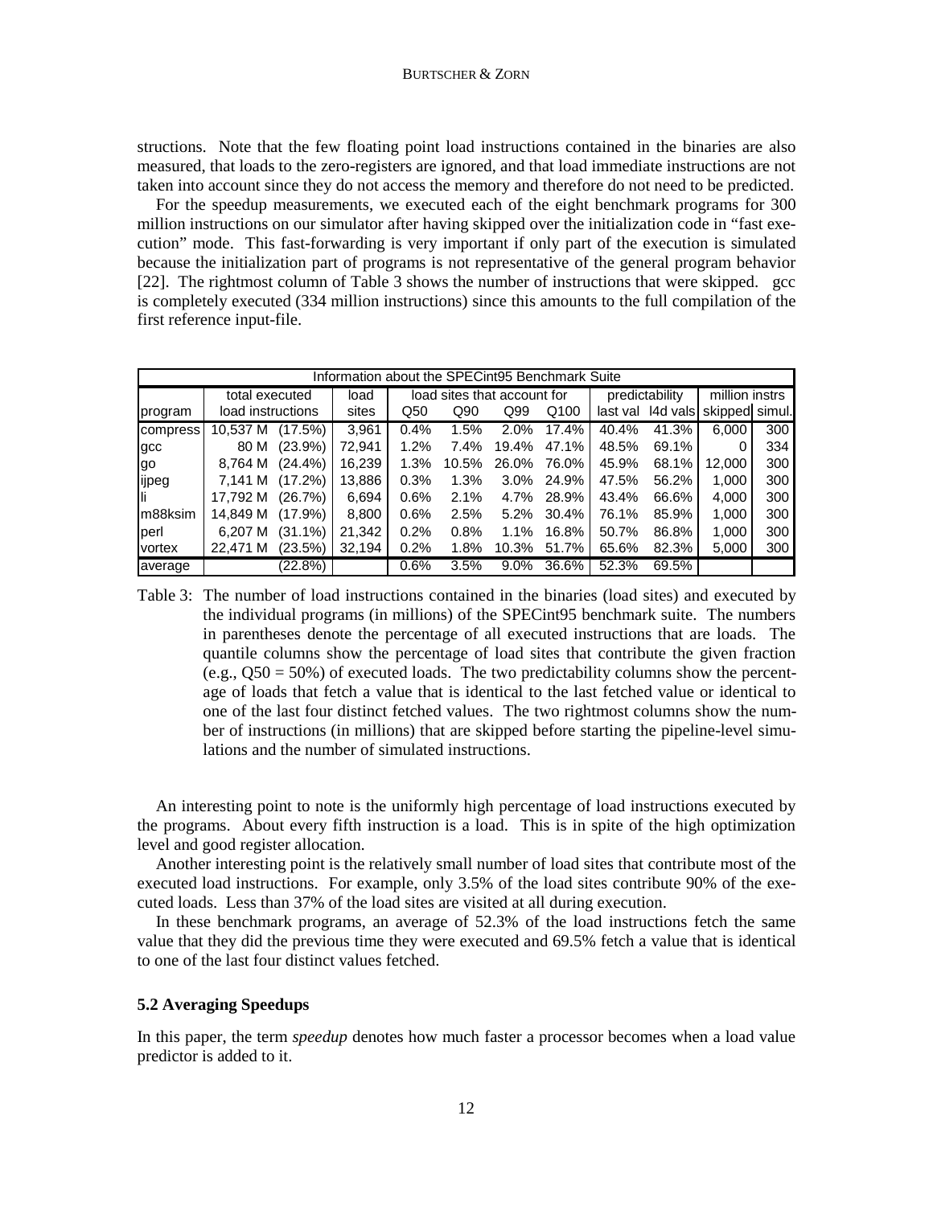structions. Note that the few floating point load instructions contained in the binaries are also measured, that loads to the zero-registers are ignored, and that load immediate instructions are not taken into account since they do not access the memory and therefore do not need to be predicted.

For the speedup measurements, we executed each of the eight benchmark programs for 300 million instructions on our simulator after having skipped over the initialization code in "fast execution" mode. This fast-forwarding is very important if only part of the execution is simulated because the initialization part of programs is not representative of the general program behavior [22]. The rightmost column of Table 3 shows the number of instructions that were skipped. gcc is completely executed (334 million instructions) since this amounts to the full compilation of the first reference input-file.

| Information about the SPECint95 Benchmark Suite | | | | | | | | | | | |
|---|---|---|---|---|---|---|---|---|---|---|---|
| | total executed | | load | load sites that account for | | | | predictability | | million instrs | |
| program | load instructions | | sites | Q50 | Q90 | Q99 | Q100 | last val | l4d vals | skipped | simul. |
| compress | 10,537 M | (17.5%) | 3,961 | 0.4% | 1.5% | 2.0% | 17.4% | 40.4% | 41.3% | 6,000 | 300 |
| gcc | 80 M | (23.9%) | 72,941 | 1.2% | 7.4% | 19.4% | 47.1% | 48.5% | 69.1% | 0 | 334 |
| go | 8,764 M | (24.4%) | 16,239 | 1.3% | 10.5% | 26.0% | 76.0% | 45.9% | 68.1% | 12,000 | 300 |
| ijpeg | 7,141 M | (17.2%) | 13,886 | 0.3% | 1.3% | 3.0% | 24.9% | 47.5% | 56.2% | 1,000 | 300 |
| li | 17,792 M | (26.7%) | 6,694 | 0.6% | 2.1% | 4.7% | 28.9% | 43.4% | 66.6% | 4,000 | 300 |
| m88ksim | 14,849 M | (17.9%) | 8,800 | 0.6% | 2.5% | 5.2% | 30.4% | 76.1% | 85.9% | 1,000 | 300 |
| perl | 6,207 M | (31.1%) | 21,342 | 0.2% | 0.8% | 1.1% | 16.8% | 50.7% | 86.8% | 1,000 | 300 |
| vortex | 22,471 M | (23.5%) | 32,194 | 0.2% | 1.8% | 10.3% | 51.7% | 65.6% | 82.3% | 5,000 | 300 |
| average | | (22.8%) | | 0.6% | 3.5% | 9.0% | 36.6% | 52.3% | 69.5% | | |

Table 3: The number of load instructions contained in the binaries (load sites) and executed by the individual programs (in millions) of the SPECint95 benchmark suite. The numbers in parentheses denote the percentage of all executed instructions that are loads. The quantile columns show the percentage of load sites that contribute the given fraction (e.g., Q50 = 50%) of executed loads. The two predictability columns show the percentage of loads that fetch a value that is identical to the last fetched value or identical to one of the last four distinct fetched values. The two rightmost columns show the number of instructions (in millions) that are skipped before starting the pipeline-level simulations and the number of simulated instructions.

An interesting point to note is the uniformly high percentage of load instructions executed by the programs. About every fifth instruction is a load. This is in spite of the high optimization level and good register allocation.

Another interesting point is the relatively small number of load sites that contribute most of the executed load instructions. For example, only 3.5% of the load sites contribute 90% of the executed loads. Less than 37% of the load sites are visited at all during execution.

In these benchmark programs, an average of 52.3% of the load instructions fetch the same value that they did the previous time they were executed and 69.5% fetch a value that is identical to one of the last four distinct values fetched.

### 5.2 Averaging Speedups

In this paper, the term *speedup* denotes how much faster a processor becomes when a load value predictor is added to it.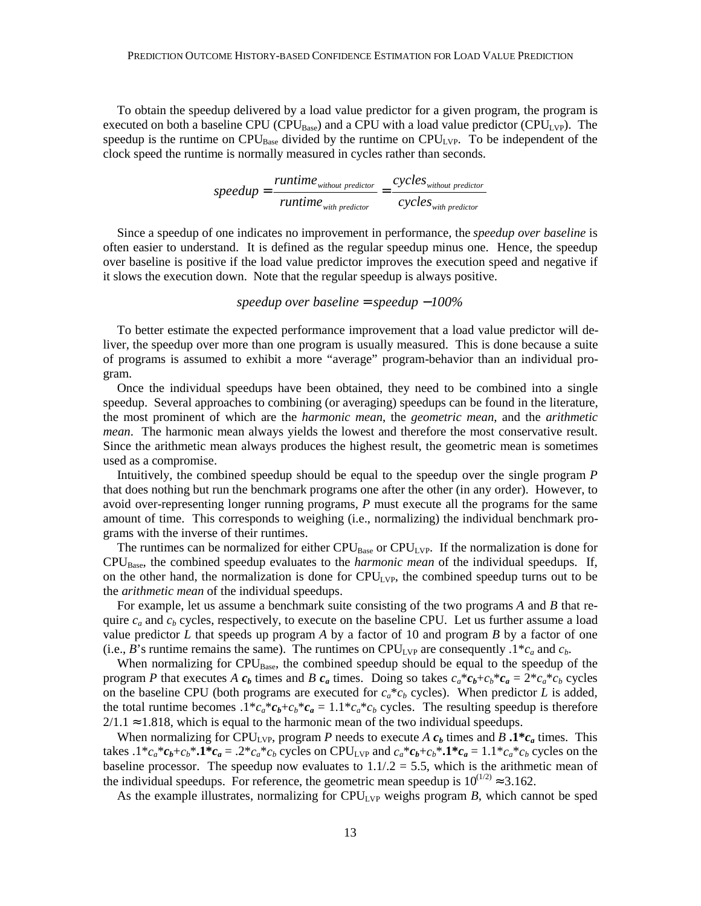To obtain the speedup delivered by a load value predictor for a given program, the program is executed on both a baseline CPU ($CPU_{Base}$) and a CPU with a load value predictor ($CPU_{LVP}$). The speedup is the runtime on $CPU_{Base}$ divided by the runtime on $CPU_{LVP}$. To be independent of the clock speed the runtime is normally measured in cycles rather than seconds.

$$speedup = \frac{runtime_{without\ predictor}}{runtime_{with\ predictor}} = \frac{cycles_{without\ predictor}}{cycles_{with\ predictor}}$$

Since a speedup of one indicates no improvement in performance, the *speedup over baseline* is often easier to understand. It is defined as the regular speedup minus one. Hence, the speedup over baseline is positive if the load value predictor improves the execution speed and negative if it slows the execution down. Note that the regular speedup is always positive.

$$speedup\ over\ baseline = speedup - 100\%$$

To better estimate the expected performance improvement that a load value predictor will deliver, the speedup over more than one program is usually measured. This is done because a suite of programs is assumed to exhibit a more "average" program-behavior than an individual program.

Once the individual speedups have been obtained, they need to be combined into a single speedup. Several approaches to combining (or averaging) speedups can be found in the literature, the most prominent of which are the *harmonic mean*, the *geometric mean*, and the *arithmetic mean*. The harmonic mean always yields the lowest and therefore the most conservative result. Since the arithmetic mean always produces the highest result, the geometric mean is sometimes used as a compromise.

Intuitively, the combined speedup should be equal to the speedup over the single program *P* that does nothing but run the benchmark programs one after the other (in any order). However, to avoid over-representing longer running programs, *P* must execute all the programs for the same amount of time. This corresponds to weighing (i.e., normalizing) the individual benchmark programs with the inverse of their runtimes.

The runtimes can be normalized for either $CPU_{Base}$ or $CPU_{LVP}$. If the normalization is done for $CPU_{Base}$, the combined speedup evaluates to the *harmonic mean* of the individual speedups. If, on the other hand, the normalization is done for $CPU_{LVP}$, the combined speedup turns out to be the *arithmetic mean* of the individual speedups.

For example, let us assume a benchmark suite consisting of the two programs *A* and *B* that require $c_a$ and $c_b$ cycles, respectively, to execute on the baseline CPU. Let us further assume a load value predictor *L* that speeds up program *A* by a factor of 10 and program *B* by a factor of one (i.e., *B*'s runtime remains the same). The runtimes on $CPU_{LVP}$ are consequently $.1 * c_a$ and $c_b$.

When normalizing for $CPU_{Base}$, the combined speedup should be equal to the speedup of the program *P* that executes *A* $\boldsymbol{c_b}$ times and *B* $\boldsymbol{c_a}$ times. Doing so takes $c_a * \boldsymbol{c_b} + c_b * \boldsymbol{c_a} = 2 * c_a * c_b$ cycles on the baseline CPU (both programs are executed for $c_a * c_b$ cycles). When predictor *L* is added, the total runtime becomes $.1 * c_a * \boldsymbol{c_b} + c_b * \boldsymbol{c_a} = 1.1 * c_a * c_b$ cycles. The resulting speedup is therefore $2/1.1 \approx 1.818$, which is equal to the harmonic mean of the two individual speedups.

When normalizing for $CPU_{LVP}$, program *P* needs to execute *A* $\boldsymbol{c_b}$ times and *B* $\boldsymbol{.1 * c_a}$ times. This takes $.1 * c_a * \boldsymbol{c_b} + c_b * \boldsymbol{.1 * c_a} = .2 * c_a * c_b$ cycles on $CPU_{LVP}$ and $c_a * \boldsymbol{c_b} + c_b * \boldsymbol{.1 * c_a} = 1.1 * c_a * c_b$ cycles on the baseline processor. The speedup now evaluates to $1.1/.2 = 5.5$, which is the arithmetic mean of the individual speedups. For reference, the geometric mean speedup is $10^{(1/2)} \approx 3.162$.

As the example illustrates, normalizing for $CPU_{LVP}$ weighs program *B*, which cannot be sped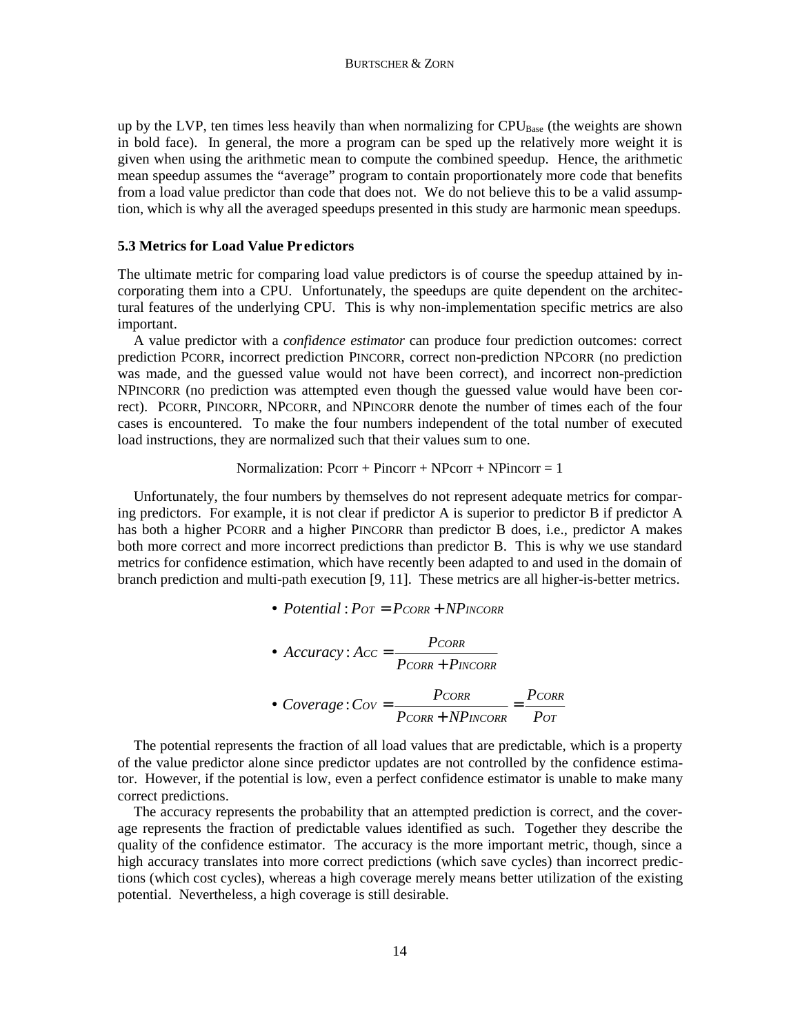up by the LVP, ten times less heavily than when normalizing for $CPU_{Base}$ (the weights are shown in bold face). In general, the more a program can be sped up the relatively more weight it is given when using the arithmetic mean to compute the combined speedup. Hence, the arithmetic mean speedup assumes the "average" program to contain proportionately more code that benefits from a load value predictor than code that does not. We do not believe this to be a valid assumption, which is why all the averaged speedups presented in this study are harmonic mean speedups.

### 5.3 Metrics for Load Value Predictors

The ultimate metric for comparing load value predictors is of course the speedup attained by incorporating them into a CPU. Unfortunately, the speedups are quite dependent on the architectural features of the underlying CPU. This is why non-implementation specific metrics are also important.

A value predictor with a *confidence estimator* can produce four prediction outcomes: correct prediction PCORR, incorrect prediction PINCORR, correct non-prediction NPCORR (no prediction was made, and the guessed value would not have been correct), and incorrect non-prediction NPINCORR (no prediction was attempted even though the guessed value would have been correct). PCORR, PINCORR, NPCORR, and NPINCORR denote the number of times each of the four cases is encountered. To make the four numbers independent of the total number of executed load instructions, they are normalized such that their values sum to one.

Normalization: Pcorr + Pincorr + NPcorr + NPincorr = 1

Unfortunately, the four numbers by themselves do not represent adequate metrics for comparing predictors. For example, it is not clear if predictor A is superior to predictor B if predictor A has both a higher PCORR and a higher PINCORR than predictor B does, i.e., predictor A makes both more correct and more incorrect predictions than predictor B. This is why we use standard metrics for confidence estimation, which have recently been adapted to and used in the domain of branch prediction and multi-path execution [9, 11]. These metrics are all higher-is-better metrics.

- $Potential: P_{OT} = P_{CORR} + NP_{INCORR}$

- $Accuracy: A_{CC} = \dfrac{P_{CORR}}{P_{CORR} + P_{INCORR}}$

- $Coverage: C_{OV} = \dfrac{P_{CORR}}{P_{CORR} + NP_{INCORR}} = \dfrac{P_{CORR}}{P_{OT}}$

The potential represents the fraction of all load values that are predictable, which is a property of the value predictor alone since predictor updates are not controlled by the confidence estimator. However, if the potential is low, even a perfect confidence estimator is unable to make many correct predictions.

The accuracy represents the probability that an attempted prediction is correct, and the coverage represents the fraction of predictable values identified as such. Together they describe the quality of the confidence estimator. The accuracy is the more important metric, though, since a high accuracy translates into more correct predictions (which save cycles) than incorrect predictions (which cost cycles), whereas a high coverage merely means better utilization of the existing potential. Nevertheless, a high coverage is still desirable.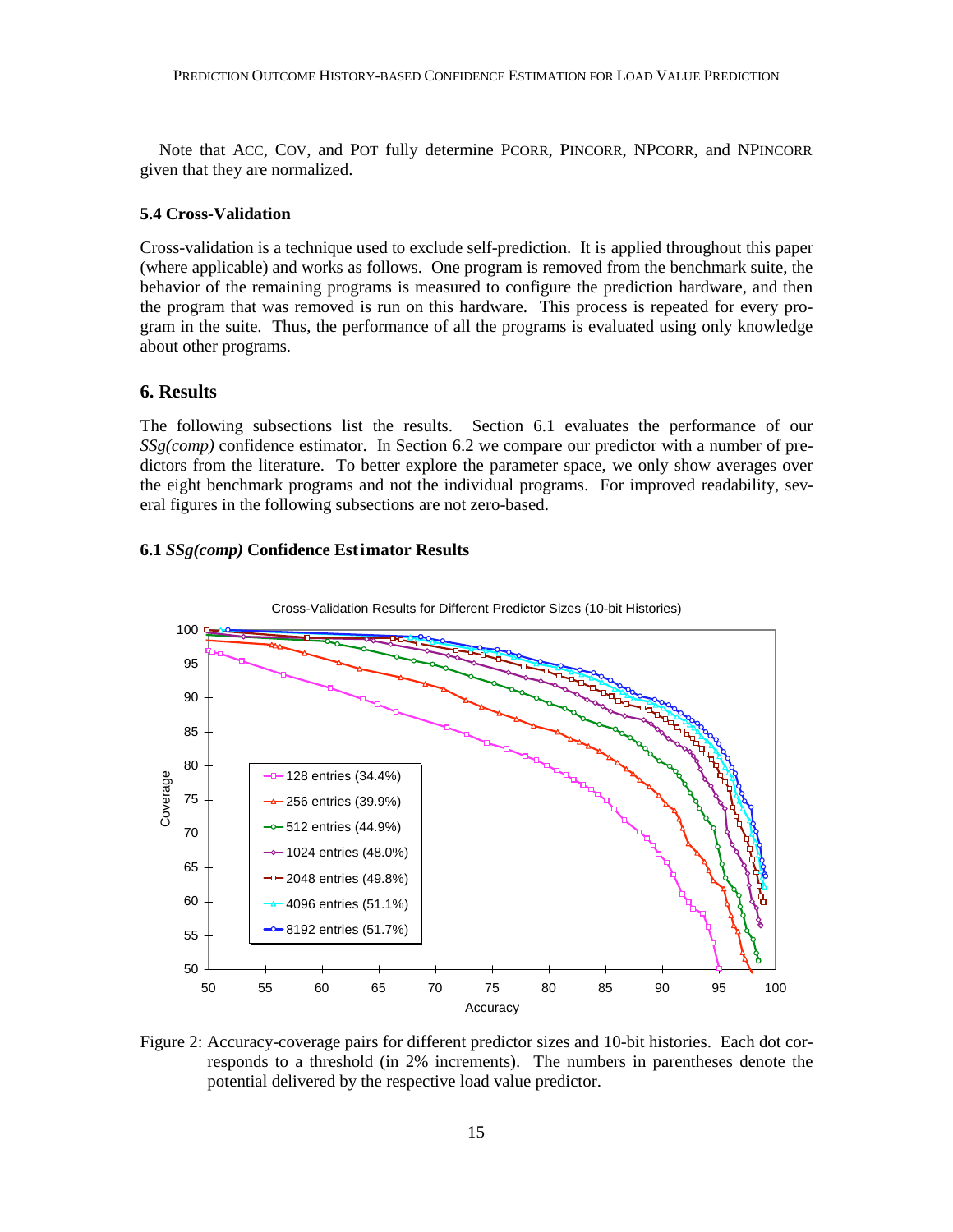Note that ACC, COV, and POT fully determine PCORR, PINCORR, NPCORR, and NPINCORR given that they are normalized.

### 5.4 Cross-Validation

Cross-validation is a technique used to exclude self-prediction. It is applied throughout this paper (where applicable) and works as follows. One program is removed from the benchmark suite, the behavior of the remaining programs is measured to configure the prediction hardware, and then the program that was removed is run on this hardware. This process is repeated for every program in the suite. Thus, the performance of all the programs is evaluated using only knowledge about other programs.

## 6. Results

The following subsections list the results. Section 6.1 evaluates the performance of our *SSg(comp)* confidence estimator. In Section 6.2 we compare our predictor with a number of predictors from the literature. To better explore the parameter space, we only show averages over the eight benchmark programs and not the individual programs. For improved readability, several figures in the following subsections are not zero-based.

### 6.1 *SSg(comp)* Confidence Estimator Results

Figure 2: Accuracy-coverage pairs for different predictor sizes and 10-bit histories. Each dot corresponds to a threshold (in 2% increments). The numbers in parentheses denote the potential delivered by the respective load value predictor.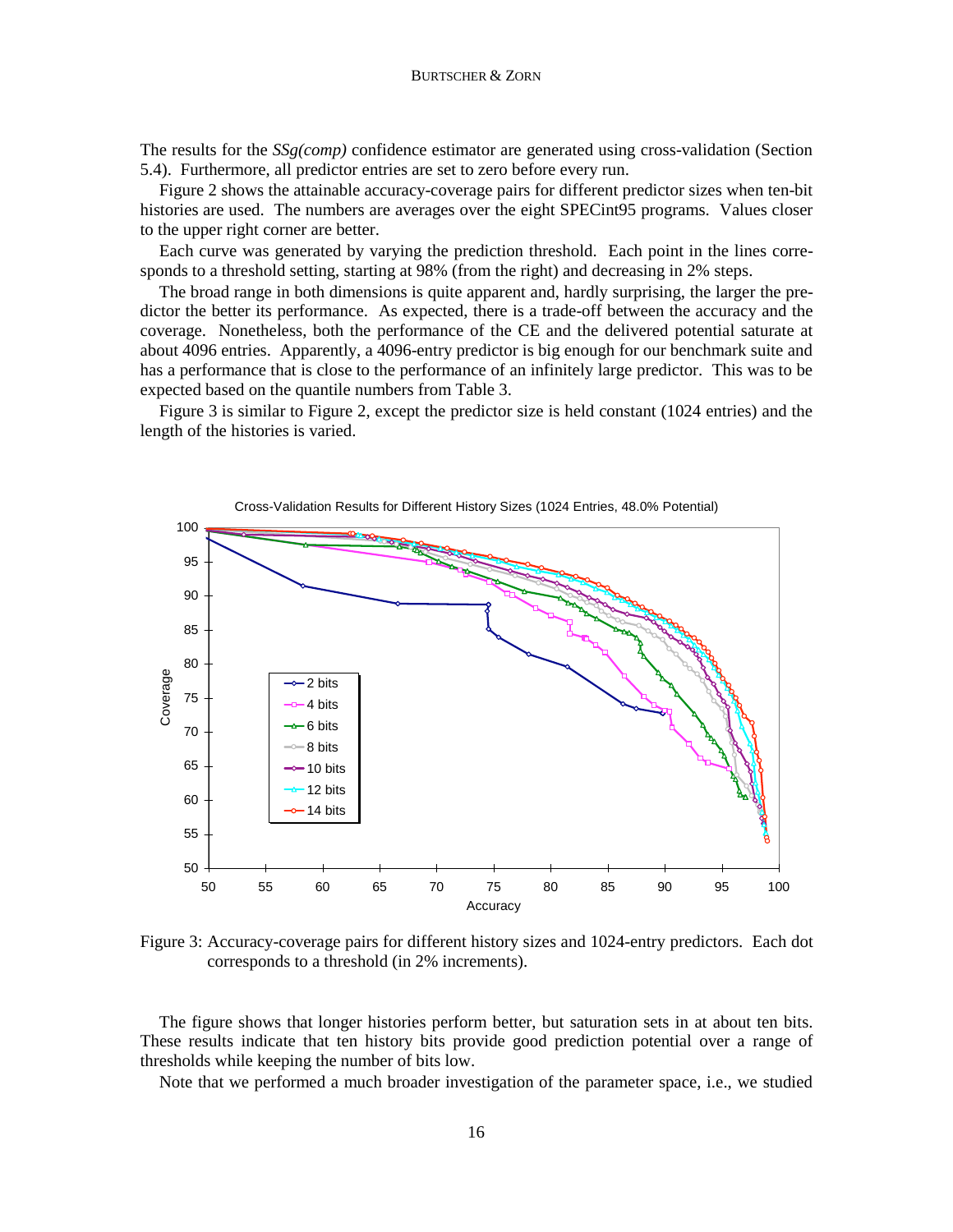The results for the *SSg(comp)* confidence estimator are generated using cross-validation (Section 5.4). Furthermore, all predictor entries are set to zero before every run.

Figure 2 shows the attainable accuracy-coverage pairs for different predictor sizes when ten-bit histories are used. The numbers are averages over the eight SPECint95 programs. Values closer to the upper right corner are better.

Each curve was generated by varying the prediction threshold. Each point in the lines corresponds to a threshold setting, starting at 98% (from the right) and decreasing in 2% steps.

The broad range in both dimensions is quite apparent and, hardly surprising, the larger the predictor the better its performance. As expected, there is a trade-off between the accuracy and the coverage. Nonetheless, both the performance of the CE and the delivered potential saturate at about 4096 entries. Apparently, a 4096-entry predictor is big enough for our benchmark suite and has a performance that is close to the performance of an infinitely large predictor. This was to be expected based on the quantile numbers from Table 3.

Figure 3 is similar to Figure 2, except the predictor size is held constant (1024 entries) and the length of the histories is varied.

Figure 3: Accuracy-coverage pairs for different history sizes and 1024-entry predictors. Each dot corresponds to a threshold (in 2% increments).

The figure shows that longer histories perform better, but saturation sets in at about ten bits. These results indicate that ten history bits provide good prediction potential over a range of thresholds while keeping the number of bits low.

Note that we performed a much broader investigation of the parameter space, i.e., we studied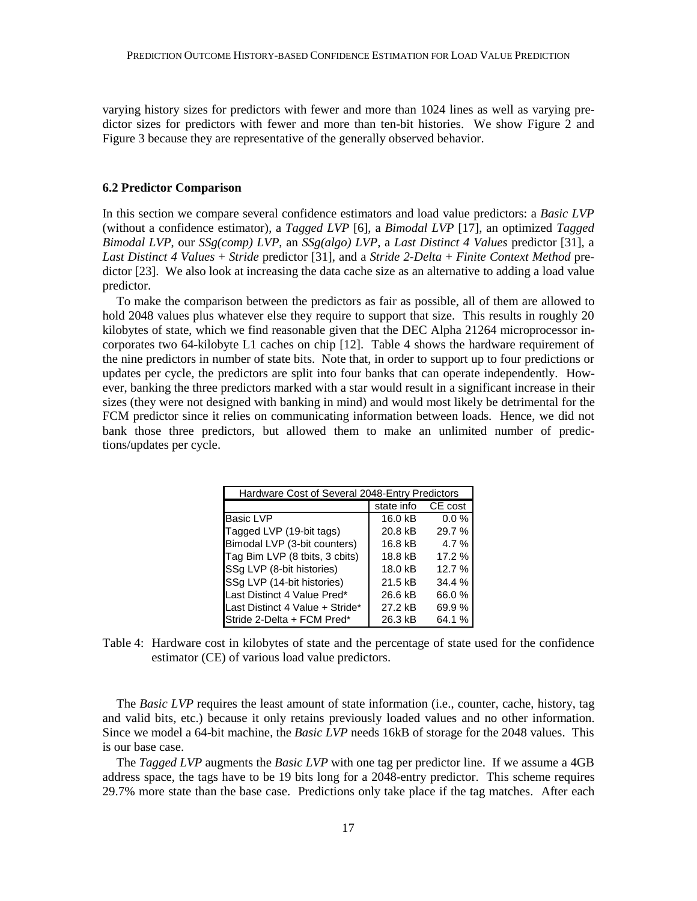varying history sizes for predictors with fewer and more than 1024 lines as well as varying predictor sizes for predictors with fewer and more than ten-bit histories. We show Figure 2 and Figure 3 because they are representative of the generally observed behavior.

### 6.2 Predictor Comparison

In this section we compare several confidence estimators and load value predictors: a *Basic LVP* (without a confidence estimator), a *Tagged LVP* [6], a *Bimodal LVP* [17], an optimized *Tagged Bimodal LVP*, our *SSg(comp) LVP*, an *SSg(algo) LVP*, a *Last Distinct 4 Values* predictor [31], a *Last Distinct 4 Values + Stride* predictor [31], and a *Stride 2-Delta + Finite Context Method* predictor [23]. We also look at increasing the data cache size as an alternative to adding a load value predictor.

To make the comparison between the predictors as fair as possible, all of them are allowed to hold 2048 values plus whatever else they require to support that size. This results in roughly 20 kilobytes of state, which we find reasonable given that the DEC Alpha 21264 microprocessor incorporates two 64-kilobyte L1 caches on chip [12]. Table 4 shows the hardware requirement of the nine predictors in number of state bits. Note that, in order to support up to four predictions or updates per cycle, the predictors are split into four banks that can operate independently. However, banking the three predictors marked with a star would result in a significant increase in their sizes (they were not designed with banking in mind) and would most likely be detrimental for the FCM predictor since it relies on communicating information between loads. Hence, we did not bank those three predictors, but allowed them to make an unlimited number of predictions/updates per cycle.

| Hardware Cost of Several 2048-Entry Predictors | | |
|---|---|---|
| | state info | CE cost |
| Basic LVP | 16.0 kB | 0.0 % |
| Tagged LVP (19-bit tags) | 20.8 kB | 29.7 % |
| Bimodal LVP (3-bit counters) | 16.8 kB | 4.7 % |
| Tag Bim LVP (8 tbits, 3 cbits) | 18.8 kB | 17.2 % |
| SSg LVP (8-bit histories) | 18.0 kB | 12.7 % |
| SSg LVP (14-bit histories) | 21.5 kB | 34.4 % |
| Last Distinct 4 Value Pred* | 26.6 kB | 66.0 % |
| Last Distinct 4 Value + Stride* | 27.2 kB | 69.9 % |
| Stride 2-Delta + FCM Pred* | 26.3 kB | 64.1 % |

Table 4: Hardware cost in kilobytes of state and the percentage of state used for the confidence estimator (CE) of various load value predictors.

The *Basic LVP* requires the least amount of state information (i.e., counter, cache, history, tag and valid bits, etc.) because it only retains previously loaded values and no other information. Since we model a 64-bit machine, the *Basic LVP* needs 16kB of storage for the 2048 values. This is our base case.

The *Tagged LVP* augments the *Basic LVP* with one tag per predictor line. If we assume a 4GB address space, the tags have to be 19 bits long for a 2048-entry predictor. This scheme requires 29.7% more state than the base case. Predictions only take place if the tag matches. After each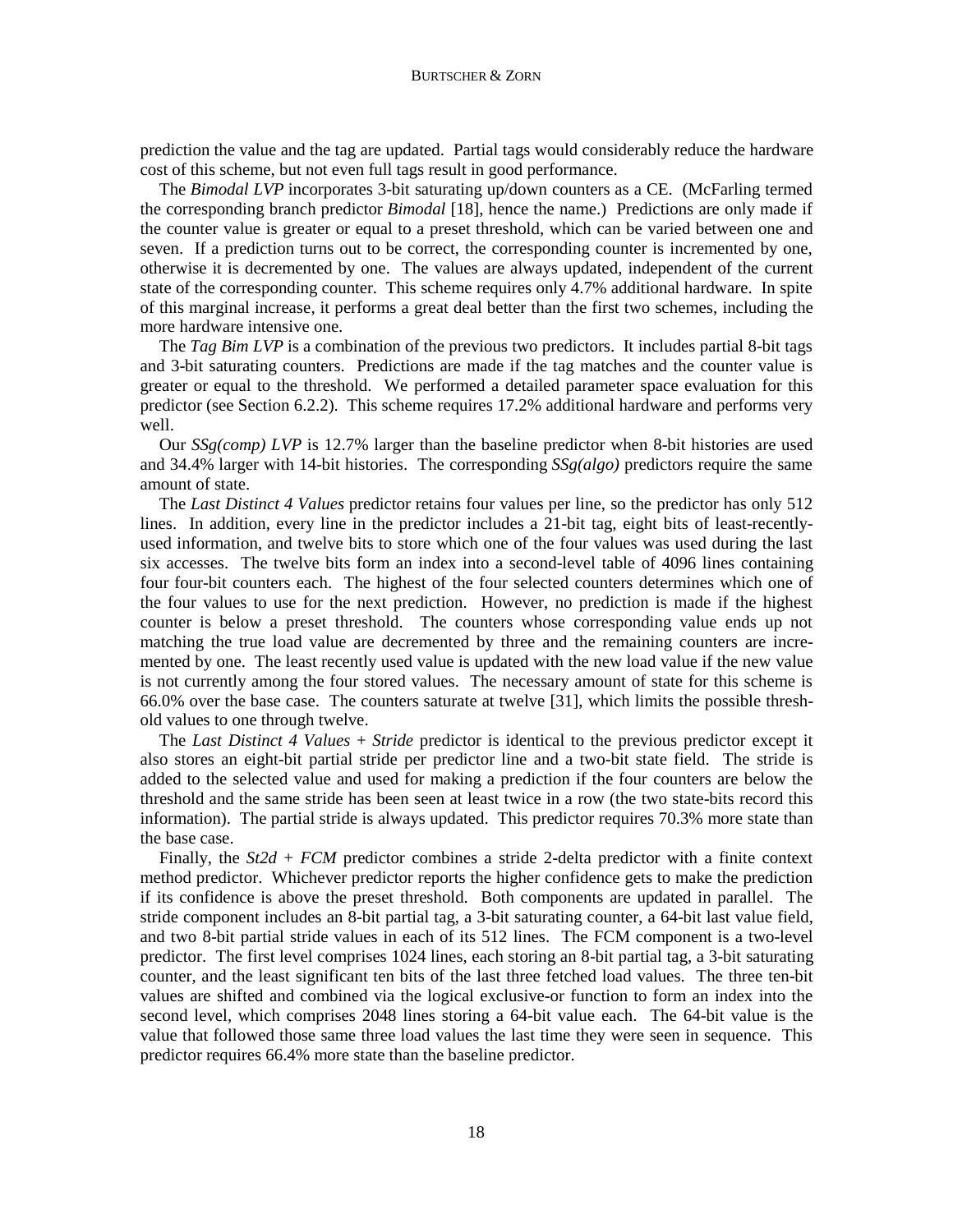prediction the value and the tag are updated. Partial tags would considerably reduce the hardware cost of this scheme, but not even full tags result in good performance.

The *Bimodal LVP* incorporates 3-bit saturating up/down counters as a CE. (McFarling termed the corresponding branch predictor *Bimodal* [18], hence the name.) Predictions are only made if the counter value is greater or equal to a preset threshold, which can be varied between one and seven. If a prediction turns out to be correct, the corresponding counter is incremented by one, otherwise it is decremented by one. The values are always updated, independent of the current state of the corresponding counter. This scheme requires only 4.7% additional hardware. In spite of this marginal increase, it performs a great deal better than the first two schemes, including the more hardware intensive one.

The *Tag Bim LVP* is a combination of the previous two predictors. It includes partial 8-bit tags and 3-bit saturating counters. Predictions are made if the tag matches and the counter value is greater or equal to the threshold. We performed a detailed parameter space evaluation for this predictor (see Section 6.2.2). This scheme requires 17.2% additional hardware and performs very well.

Our *SSg(comp) LVP* is 12.7% larger than the baseline predictor when 8-bit histories are used and 34.4% larger with 14-bit histories. The corresponding *SSg(algo)* predictors require the same amount of state.

The *Last Distinct 4 Values* predictor retains four values per line, so the predictor has only 512 lines. In addition, every line in the predictor includes a 21-bit tag, eight bits of least-recently-used information, and twelve bits to store which one of the four values was used during the last six accesses. The twelve bits form an index into a second-level table of 4096 lines containing four four-bit counters each. The highest of the four selected counters determines which one of the four values to use for the next prediction. However, no prediction is made if the highest counter is below a preset threshold. The counters whose corresponding value ends up not matching the true load value are decremented by three and the remaining counters are incremented by one. The least recently used value is updated with the new load value if the new value is not currently among the four stored values. The necessary amount of state for this scheme is 66.0% over the base case. The counters saturate at twelve [31], which limits the possible threshold values to one through twelve.

The *Last Distinct 4 Values + Stride* predictor is identical to the previous predictor except it also stores an eight-bit partial stride per predictor line and a two-bit state field. The stride is added to the selected value and used for making a prediction if the four counters are below the threshold and the same stride has been seen at least twice in a row (the two state-bits record this information). The partial stride is always updated. This predictor requires 70.3% more state than the base case.

Finally, the *St2d + FCM* predictor combines a stride 2-delta predictor with a finite context method predictor. Whichever predictor reports the higher confidence gets to make the prediction if its confidence is above the preset threshold. Both components are updated in parallel. The stride component includes an 8-bit partial tag, a 3-bit saturating counter, a 64-bit last value field, and two 8-bit partial stride values in each of its 512 lines. The FCM component is a two-level predictor. The first level comprises 1024 lines, each storing an 8-bit partial tag, a 3-bit saturating counter, and the least significant ten bits of the last three fetched load values. The three ten-bit values are shifted and combined via the logical exclusive-or function to form an index into the second level, which comprises 2048 lines storing a 64-bit value each. The 64-bit value is the value that followed those same three load values the last time they were seen in sequence. This predictor requires 66.4% more state than the baseline predictor.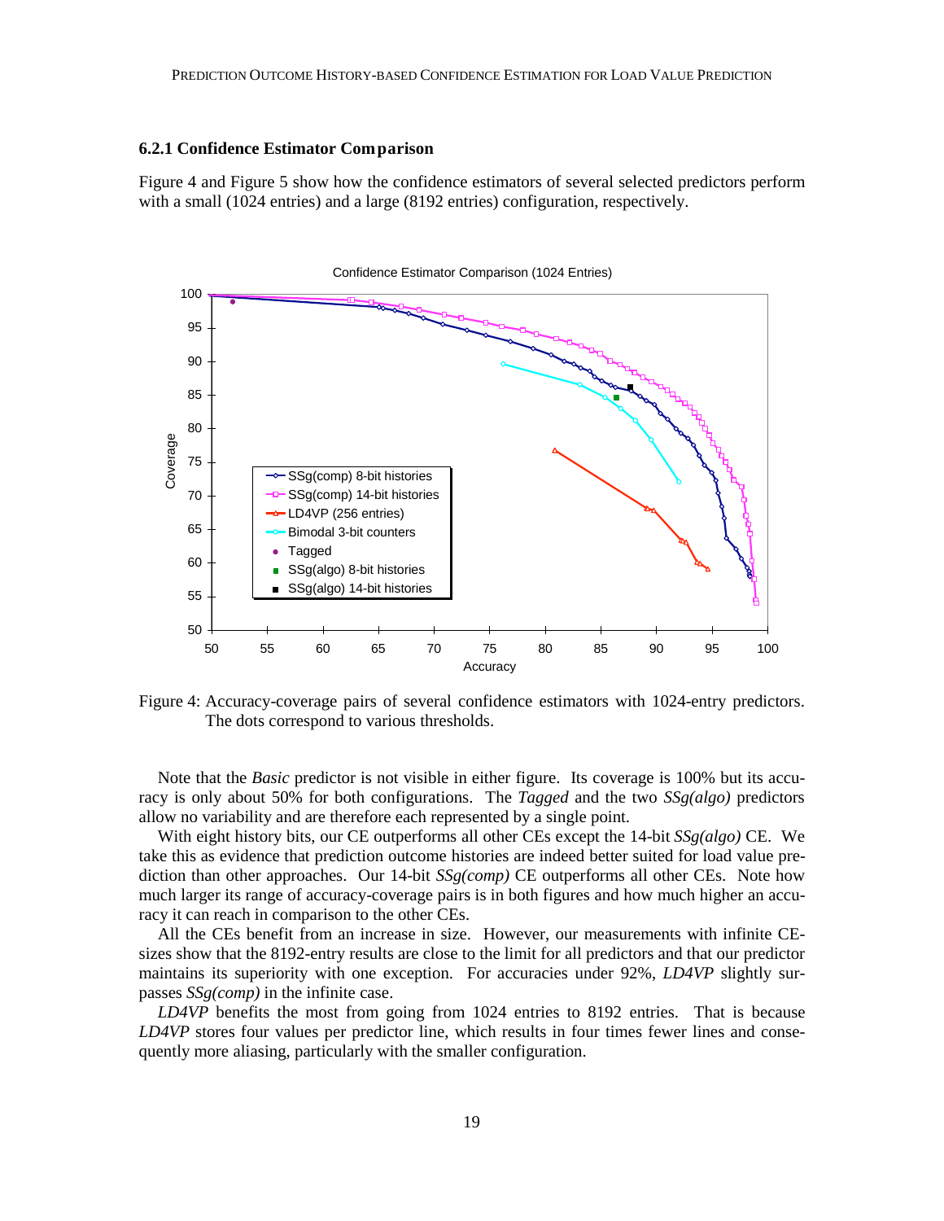### 6.2.1 Confidence Estimator Comparison

Figure 4 and Figure 5 show how the confidence estimators of several selected predictors perform with a small (1024 entries) and a large (8192 entries) configuration, respectively.

Figure 4: Accuracy-coverage pairs of several confidence estimators with 1024-entry predictors. The dots correspond to various thresholds.

Note that the *Basic* predictor is not visible in either figure. Its coverage is 100% but its accuracy is only about 50% for both configurations. The *Tagged* and the two *SSg(algo)* predictors allow no variability and are therefore each represented by a single point.

With eight history bits, our CE outperforms all other CEs except the 14-bit *SSg(algo)* CE. We take this as evidence that prediction outcome histories are indeed better suited for load value prediction than other approaches. Our 14-bit *SSg(comp)* CE outperforms all other CEs. Note how much larger its range of accuracy-coverage pairs is in both figures and how much higher an accuracy it can reach in comparison to the other CEs.

All the CEs benefit from an increase in size. However, our measurements with infinite CE-sizes show that the 8192-entry results are close to the limit for all predictors and that our predictor maintains its superiority with one exception. For accuracies under 92%, *LD4VP* slightly surpasses *SSg(comp)* in the infinite case.

*LD4VP* benefits the most from going from 1024 entries to 8192 entries. That is because *LD4VP* stores four values per predictor line, which results in four times fewer lines and consequently more aliasing, particularly with the smaller configuration.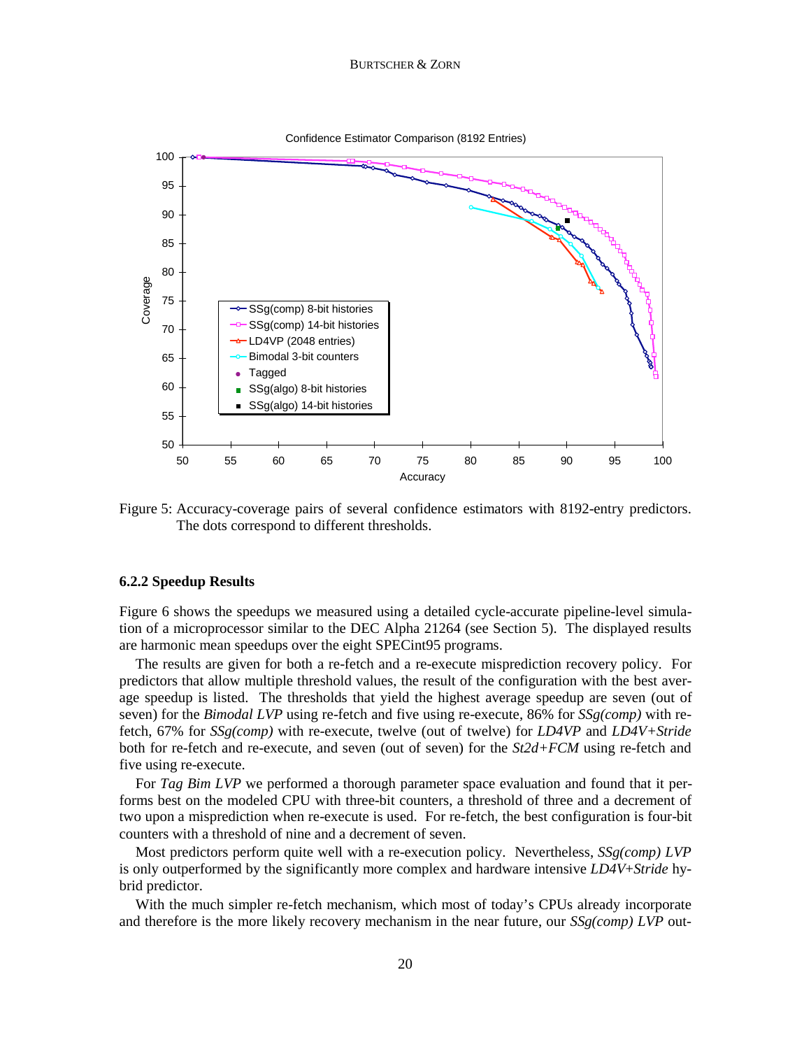Figure 5: Accuracy-coverage pairs of several confidence estimators with 8192-entry predictors. The dots correspond to different thresholds.

#### 6.2.2 Speedup Results

Figure 6 shows the speedups we measured using a detailed cycle-accurate pipeline-level simulation of a microprocessor similar to the DEC Alpha 21264 (see Section 5). The displayed results are harmonic mean speedups over the eight SPECint95 programs.

The results are given for both a re-fetch and a re-execute misprediction recovery policy. For predictors that allow multiple threshold values, the result of the configuration with the best average speedup is listed. The thresholds that yield the highest average speedup are seven (out of seven) for the *Bimodal LVP* using re-fetch and five using re-execute, 86% for *SSg(comp)* with re-fetch, 67% for *SSg(comp)* with re-execute, twelve (out of twelve) for *LD4VP* and *LD4V+Stride* both for re-fetch and re-execute, and seven (out of seven) for the *St2d+FCM* using re-fetch and five using re-execute.

For *Tag Bim LVP* we performed a thorough parameter space evaluation and found that it performs best on the modeled CPU with three-bit counters, a threshold of three and a decrement of two upon a misprediction when re-execute is used. For re-fetch, the best configuration is four-bit counters with a threshold of nine and a decrement of seven.

Most predictors perform quite well with a re-execution policy. Nevertheless, *SSg(comp) LVP* is only outperformed by the significantly more complex and hardware intensive *LD4V+Stride* hybrid predictor.

With the much simpler re-fetch mechanism, which most of today's CPUs already incorporate and therefore is the more likely recovery mechanism in the near future, our *SSg(comp) LVP* out-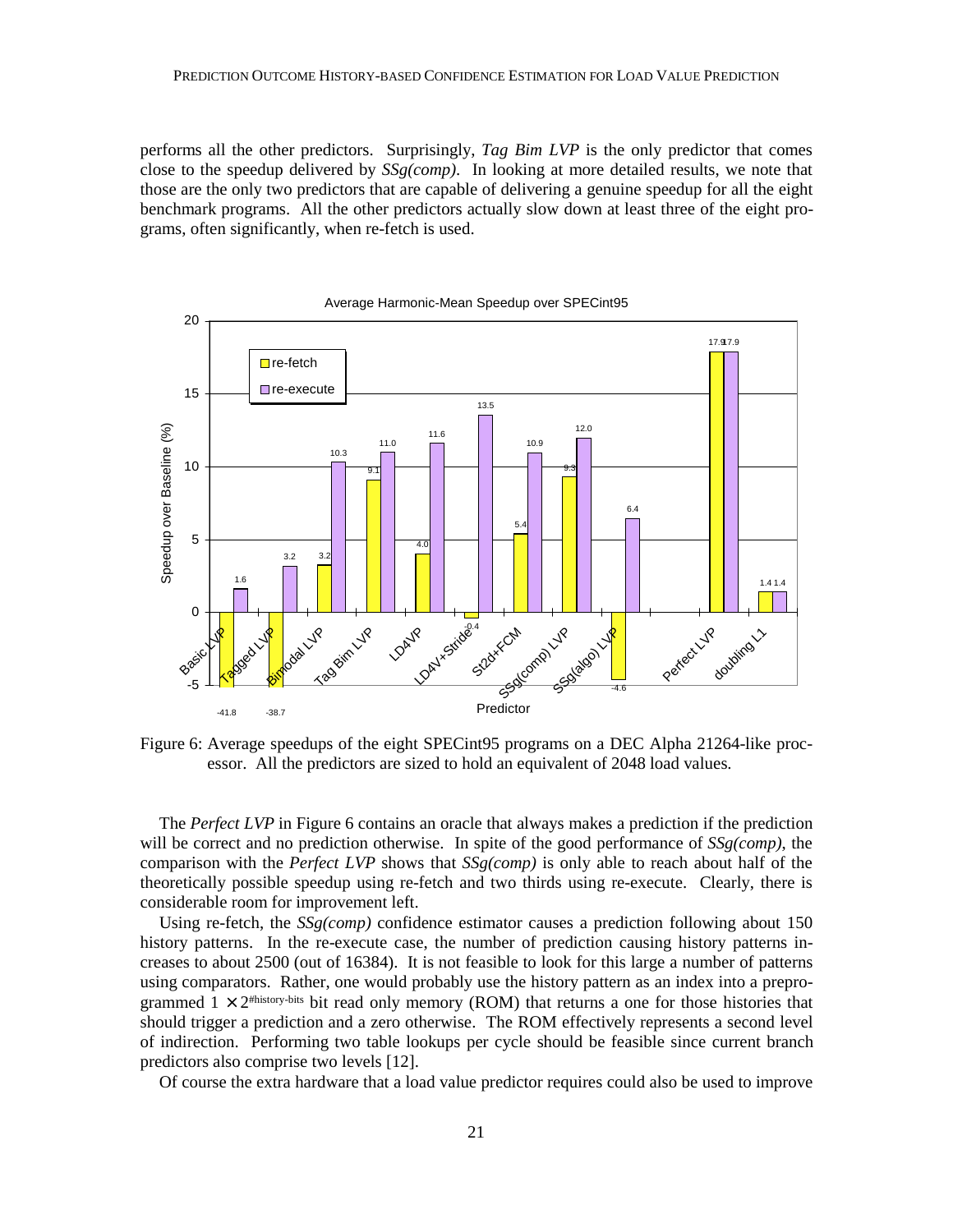performs all the other predictors. Surprisingly, *Tag Bim LVP* is the only predictor that comes close to the speedup delivered by *SSg(comp)*. In looking at more detailed results, we note that those are the only two predictors that are capable of delivering a genuine speedup for all the eight benchmark programs. All the other predictors actually slow down at least three of the eight programs, often significantly, when re-fetch is used.

Figure 6: Average speedups of the eight SPECint95 programs on a DEC Alpha 21264-like processor. All the predictors are sized to hold an equivalent of 2048 load values.

The *Perfect LVP* in Figure 6 contains an oracle that always makes a prediction if the prediction will be correct and no prediction otherwise. In spite of the good performance of *SSg(comp)*, the comparison with the *Perfect LVP* shows that *SSg(comp)* is only able to reach about half of the theoretically possible speedup using re-fetch and two thirds using re-execute. Clearly, there is considerable room for improvement left.

Using re-fetch, the *SSg(comp)* confidence estimator causes a prediction following about 150 history patterns. In the re-execute case, the number of prediction causing history patterns increases to about 2500 (out of 16384). It is not feasible to look for this large a number of patterns using comparators. Rather, one would probably use the history pattern as an index into a preprogrammed $1 \times 2^{\#\text{history-bits}}$ bit read only memory (ROM) that returns a one for those histories that should trigger a prediction and a zero otherwise. The ROM effectively represents a second level of indirection. Performing two table lookups per cycle should be feasible since current branch predictors also comprise two levels [12].

Of course the extra hardware that a load value predictor requires could also be used to improve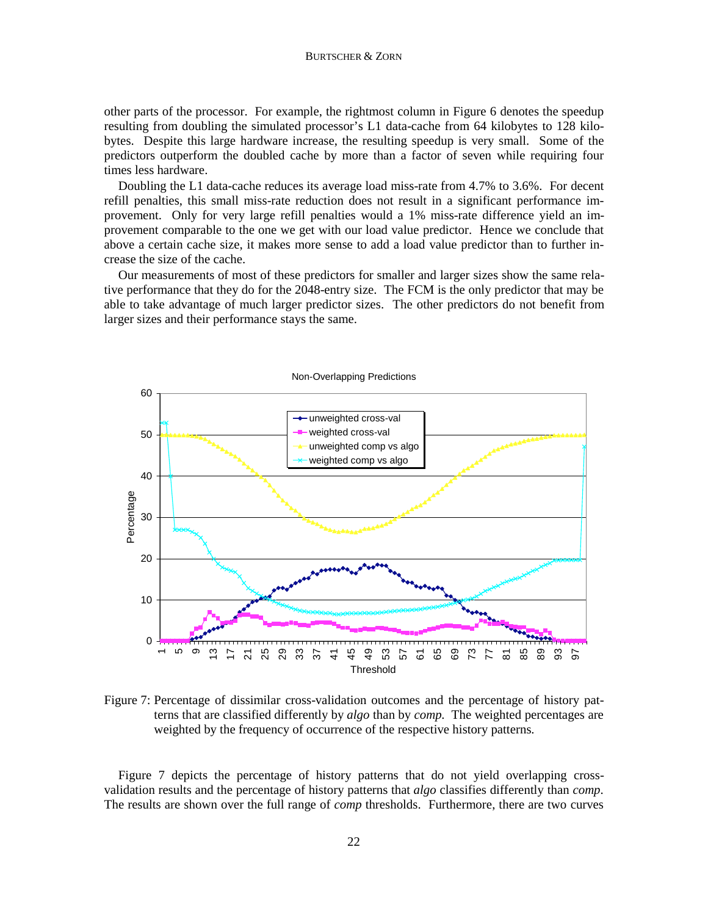other parts of the processor. For example, the rightmost column in Figure 6 denotes the speedup resulting from doubling the simulated processor's L1 data-cache from 64 kilobytes to 128 kilobytes. Despite this large hardware increase, the resulting speedup is very small. Some of the predictors outperform the doubled cache by more than a factor of seven while requiring four times less hardware.

Doubling the L1 data-cache reduces its average load miss-rate from 4.7% to 3.6%. For decent refill penalties, this small miss-rate reduction does not result in a significant performance improvement. Only for very large refill penalties would a 1% miss-rate difference yield an improvement comparable to the one we get with our load value predictor. Hence we conclude that above a certain cache size, it makes more sense to add a load value predictor than to further increase the size of the cache.

Our measurements of most of these predictors for smaller and larger sizes show the same relative performance that they do for the 2048-entry size. The FCM is the only predictor that may be able to take advantage of much larger predictor sizes. The other predictors do not benefit from larger sizes and their performance stays the same.

Figure 7: Percentage of dissimilar cross-validation outcomes and the percentage of history patterns that are classified differently by *algo* than by *comp*. The weighted percentages are weighted by the frequency of occurrence of the respective history patterns.

Figure 7 depicts the percentage of history patterns that do not yield overlapping cross-validation results and the percentage of history patterns that *algo* classifies differently than *comp*. The results are shown over the full range of *comp* thresholds. Furthermore, there are two curves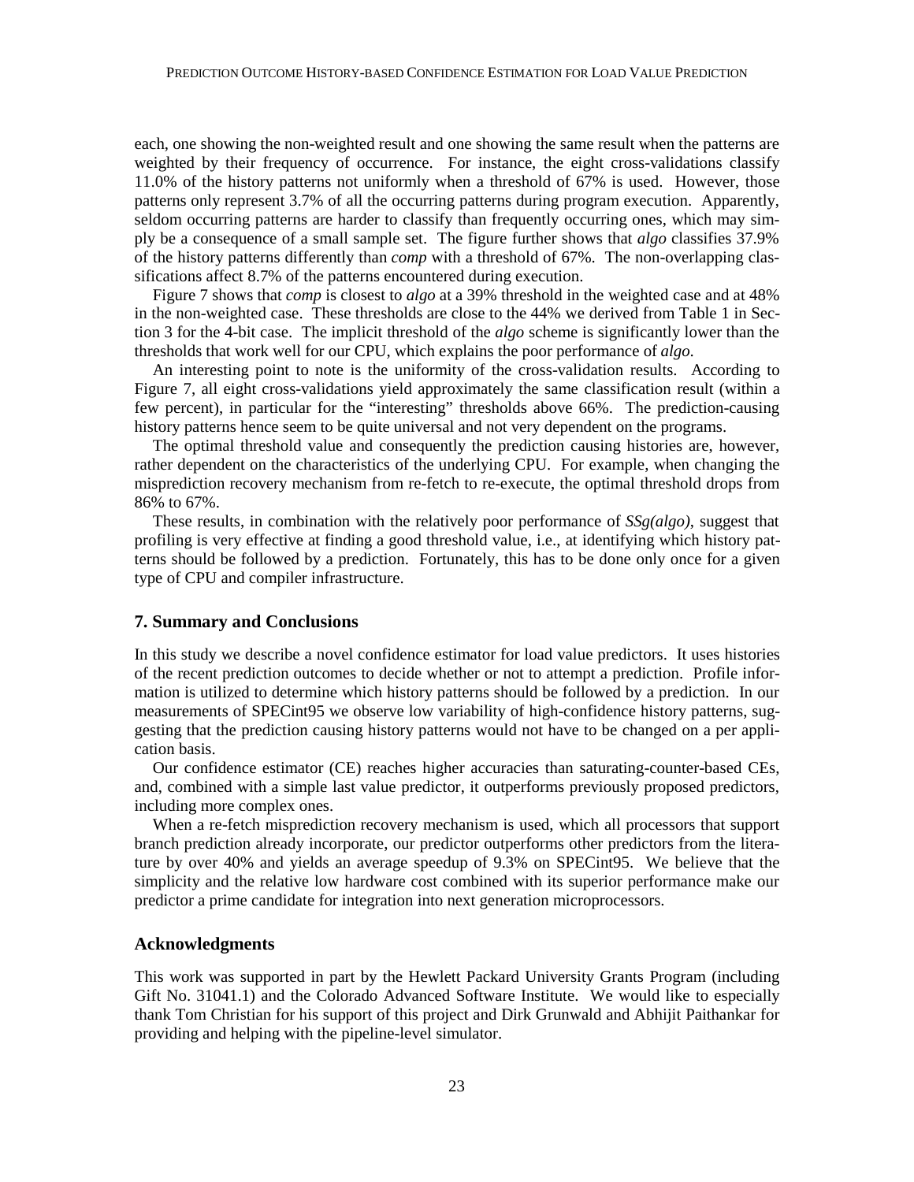each, one showing the non-weighted result and one showing the same result when the patterns are weighted by their frequency of occurrence. For instance, the eight cross-validations classify 11.0% of the history patterns not uniformly when a threshold of 67% is used. However, those patterns only represent 3.7% of all the occurring patterns during program execution. Apparently, seldom occurring patterns are harder to classify than frequently occurring ones, which may simply be a consequence of a small sample set. The figure further shows that *algo* classifies 37.9% of the history patterns differently than *comp* with a threshold of 67%. The non-overlapping classifications affect 8.7% of the patterns encountered during execution.

Figure 7 shows that *comp* is closest to *algo* at a 39% threshold in the weighted case and at 48% in the non-weighted case. These thresholds are close to the 44% we derived from Table 1 in Section 3 for the 4-bit case. The implicit threshold of the *algo* scheme is significantly lower than the thresholds that work well for our CPU, which explains the poor performance of *algo*.

An interesting point to note is the uniformity of the cross-validation results. According to Figure 7, all eight cross-validations yield approximately the same classification result (within a few percent), in particular for the "interesting" thresholds above 66%. The prediction-causing history patterns hence seem to be quite universal and not very dependent on the programs.

The optimal threshold value and consequently the prediction causing histories are, however, rather dependent on the characteristics of the underlying CPU. For example, when changing the misprediction recovery mechanism from re-fetch to re-execute, the optimal threshold drops from 86% to 67%.

These results, in combination with the relatively poor performance of *SSg(algo)*, suggest that profiling is very effective at finding a good threshold value, i.e., at identifying which history patterns should be followed by a prediction. Fortunately, this has to be done only once for a given type of CPU and compiler infrastructure.

## 7. Summary and Conclusions

In this study we describe a novel confidence estimator for load value predictors. It uses histories of the recent prediction outcomes to decide whether or not to attempt a prediction. Profile information is utilized to determine which history patterns should be followed by a prediction. In our measurements of SPECint95 we observe low variability of high-confidence history patterns, suggesting that the prediction causing history patterns would not have to be changed on a per application basis.

Our confidence estimator (CE) reaches higher accuracies than saturating-counter-based CEs, and, combined with a simple last value predictor, it outperforms previously proposed predictors, including more complex ones.

When a re-fetch misprediction recovery mechanism is used, which all processors that support branch prediction already incorporate, our predictor outperforms other predictors from the literature by over 40% and yields an average speedup of 9.3% on SPECint95. We believe that the simplicity and the relative low hardware cost combined with its superior performance make our predictor a prime candidate for integration into next generation microprocessors.

## Acknowledgments

This work was supported in part by the Hewlett Packard University Grants Program (including Gift No. 31041.1) and the Colorado Advanced Software Institute. We would like to especially thank Tom Christian for his support of this project and Dirk Grunwald and Abhijit Paithankar for providing and helping with the pipeline-level simulator.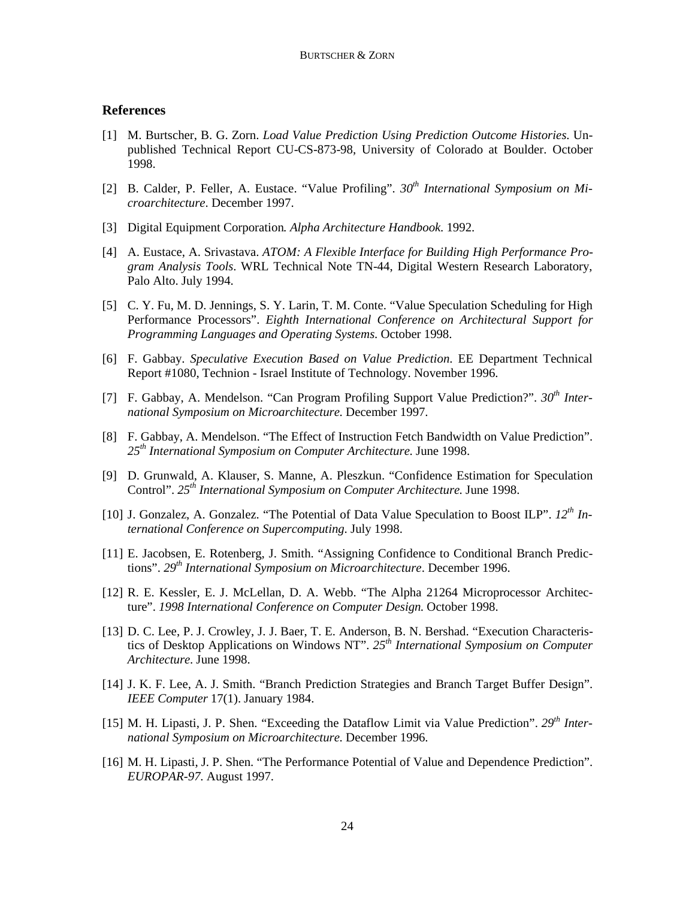## References

[1] M. Burtscher, B. G. Zorn. *Load Value Prediction Using Prediction Outcome Histories*. Unpublished Technical Report CU-CS-873-98, University of Colorado at Boulder. October 1998.

[2] B. Calder, P. Feller, A. Eustace. "Value Profiling". *30th International Symposium on Microarchitecture*. December 1997.

[3] Digital Equipment Corporation. *Alpha Architecture Handbook*. 1992.

[4] A. Eustace, A. Srivastava. *ATOM: A Flexible Interface for Building High Performance Program Analysis Tools*. WRL Technical Note TN-44, Digital Western Research Laboratory, Palo Alto. July 1994.

[5] C. Y. Fu, M. D. Jennings, S. Y. Larin, T. M. Conte. "Value Speculation Scheduling for High Performance Processors". *Eighth International Conference on Architectural Support for Programming Languages and Operating Systems*. October 1998.

[6] F. Gabbay. *Speculative Execution Based on Value Prediction*. EE Department Technical Report #1080, Technion - Israel Institute of Technology. November 1996.

[7] F. Gabbay, A. Mendelson. "Can Program Profiling Support Value Prediction?". *30th International Symposium on Microarchitecture*. December 1997.

[8] F. Gabbay, A. Mendelson. "The Effect of Instruction Fetch Bandwidth on Value Prediction". *25th International Symposium on Computer Architecture*. June 1998.

[9] D. Grunwald, A. Klauser, S. Manne, A. Pleszkun. "Confidence Estimation for Speculation Control". *25th International Symposium on Computer Architecture*. June 1998.

[10] J. Gonzalez, A. Gonzalez. "The Potential of Data Value Speculation to Boost ILP". *12th International Conference on Supercomputing*. July 1998.

[11] E. Jacobsen, E. Rotenberg, J. Smith. "Assigning Confidence to Conditional Branch Predictions". *29th International Symposium on Microarchitecture*. December 1996.

[12] R. E. Kessler, E. J. McLellan, D. A. Webb. "The Alpha 21264 Microprocessor Architecture". *1998 International Conference on Computer Design*. October 1998.

[13] D. C. Lee, P. J. Crowley, J. J. Baer, T. E. Anderson, B. N. Bershad. "Execution Characteristics of Desktop Applications on Windows NT". *25th International Symposium on Computer Architecture*. June 1998.

[14] J. K. F. Lee, A. J. Smith. "Branch Prediction Strategies and Branch Target Buffer Design". *IEEE Computer* 17(1). January 1984.

[15] M. H. Lipasti, J. P. Shen. "Exceeding the Dataflow Limit via Value Prediction". *29th International Symposium on Microarchitecture*. December 1996.

[16] M. H. Lipasti, J. P. Shen. "The Performance Potential of Value and Dependence Prediction". *EUROPAR-97*. August 1997.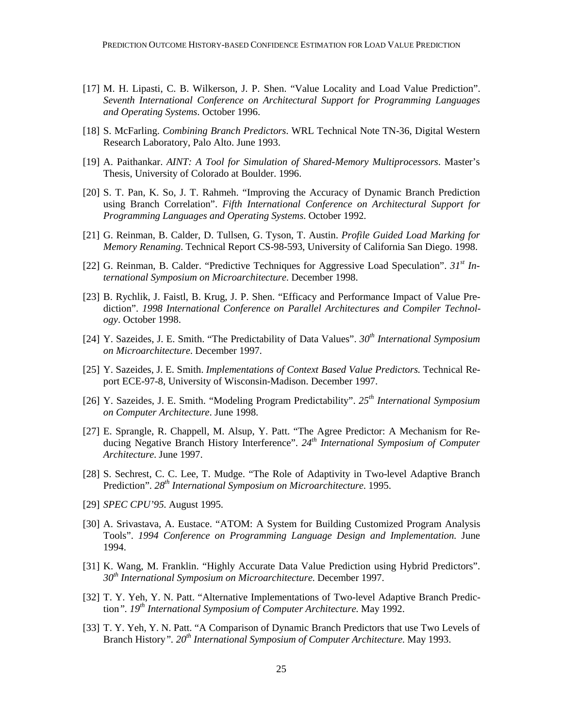[17] M. H. Lipasti, C. B. Wilkerson, J. P. Shen. "Value Locality and Load Value Prediction". *Seventh International Conference on Architectural Support for Programming Languages and Operating Systems*. October 1996.

[18] S. McFarling. *Combining Branch Predictors*. WRL Technical Note TN-36, Digital Western Research Laboratory, Palo Alto. June 1993.

[19] A. Paithankar. *AINT: A Tool for Simulation of Shared-Memory Multiprocessors*. Master's Thesis, University of Colorado at Boulder. 1996.

[20] S. T. Pan, K. So, J. T. Rahmeh. "Improving the Accuracy of Dynamic Branch Prediction using Branch Correlation". *Fifth International Conference on Architectural Support for Programming Languages and Operating Systems*. October 1992.

[21] G. Reinman, B. Calder, D. Tullsen, G. Tyson, T. Austin. *Profile Guided Load Marking for Memory Renaming*. Technical Report CS-98-593, University of California San Diego. 1998.

[22] G. Reinman, B. Calder. "Predictive Techniques for Aggressive Load Speculation". *31st International Symposium on Microarchitecture*. December 1998.

[23] B. Rychlik, J. Faistl, B. Krug, J. P. Shen. "Efficacy and Performance Impact of Value Prediction". *1998 International Conference on Parallel Architectures and Compiler Technology*. October 1998.

[24] Y. Sazeides, J. E. Smith. "The Predictability of Data Values". *30th International Symposium on Microarchitecture*. December 1997.

[25] Y. Sazeides, J. E. Smith. *Implementations of Context Based Value Predictors.* Technical Report ECE-97-8, University of Wisconsin-Madison. December 1997.

[26] Y. Sazeides, J. E. Smith. "Modeling Program Predictability". *25th International Symposium on Computer Architecture*. June 1998.

[27] E. Sprangle, R. Chappell, M. Alsup, Y. Patt. "The Agree Predictor: A Mechanism for Reducing Negative Branch History Interference". *24th International Symposium of Computer Architecture*. June 1997.

[28] S. Sechrest, C. C. Lee, T. Mudge. "The Role of Adaptivity in Two-level Adaptive Branch Prediction". *28th International Symposium on Microarchitecture*. 1995.

[29] *SPEC CPU'95*. August 1995.

[30] A. Srivastava, A. Eustace. "ATOM: A System for Building Customized Program Analysis Tools". *1994 Conference on Programming Language Design and Implementation.* June 1994.

[31] K. Wang, M. Franklin. "Highly Accurate Data Value Prediction using Hybrid Predictors". *30th International Symposium on Microarchitecture.* December 1997.

[32] T. Y. Yeh, Y. N. Patt. "Alternative Implementations of Two-level Adaptive Branch Prediction". *19th International Symposium of Computer Architecture.* May 1992.

[33] T. Y. Yeh, Y. N. Patt. "A Comparison of Dynamic Branch Predictors that use Two Levels of Branch History". *20th International Symposium of Computer Architecture.* May 1993.